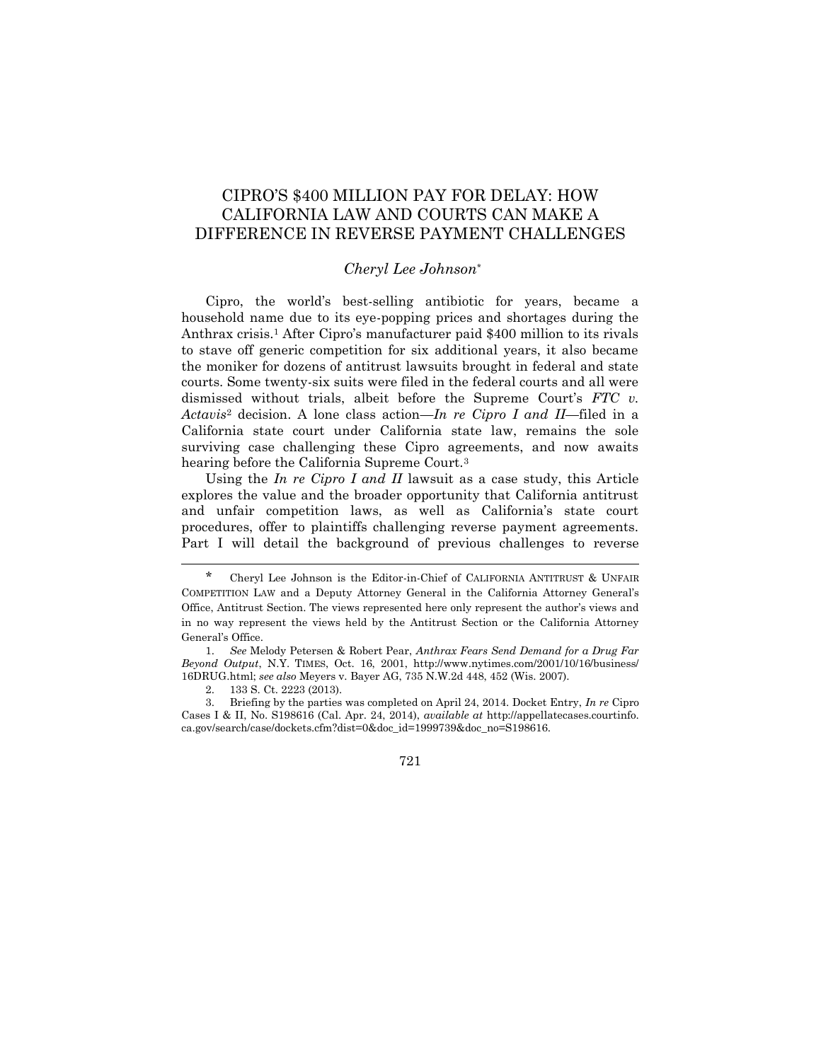# CIPRO'S $400 MILLION PAY FOR DELAY: HOW CALIFORNIA LAW AND COURTS CAN MAKE A DIFFERENCE IN REVERSE PAYMENT CHALLENGES

*Cheryl Lee Johnson*[*]

Cipro, the world's best-selling antibiotic for years, became a household name due to its eye-popping prices and shortages during the Anthrax crisis.[1] After Cipro's manufacturer paid $400 million to its rivals to stave off generic competition for six additional years, it also became the moniker for dozens of antitrust lawsuits brought in federal and state courts. Some twenty-six suits were filed in the federal courts and all were dismissed without trials, albeit before the Supreme Court's *FTC v. Actavis*[2] decision. A lone class action—*In re Cipro I and II*—filed in a California state court under California state law, remains the sole surviving case challenging these Cipro agreements, and now awaits hearing before the California Supreme Court.[3]

Using the *In re Cipro I and II* lawsuit as a case study, this Article explores the value and the broader opportunity that California antitrust and unfair competition laws, as well as California's state court procedures, offer to plaintiffs challenging reverse payment agreements. Part I will detail the background of previous challenges to reverse

---

\* Cheryl Lee Johnson is the Editor-in-Chief of CALIFORNIA ANTITRUST & UNFAIR COMPETITION LAW and a Deputy Attorney General in the California Attorney General's Office, Antitrust Section. The views represented here only represent the author's views and in no way represent the views held by the Antitrust Section or the California Attorney General's Office.

1. *See* Melody Petersen & Robert Pear, *Anthrax Fears Send Demand for a Drug Far Beyond Output*, N.Y. TIMES, Oct. 16, 2001, http://www.nytimes.com/2001/10/16/business/16DRUG.html; *see also* Meyers v. Bayer AG, 735 N.W.2d 448, 452 (Wis. 2007).

2. 133 S. Ct. 2223 (2013).

3. Briefing by the parties was completed on April 24, 2014. Docket Entry, *In re* Cipro Cases I & II, No. S198616 (Cal. Apr. 24, 2014), *available at* http://appellatecases.courtinfo.ca.gov/search/case/dockets.cfm?dist=0&doc_id=1999739&doc_no=S198616.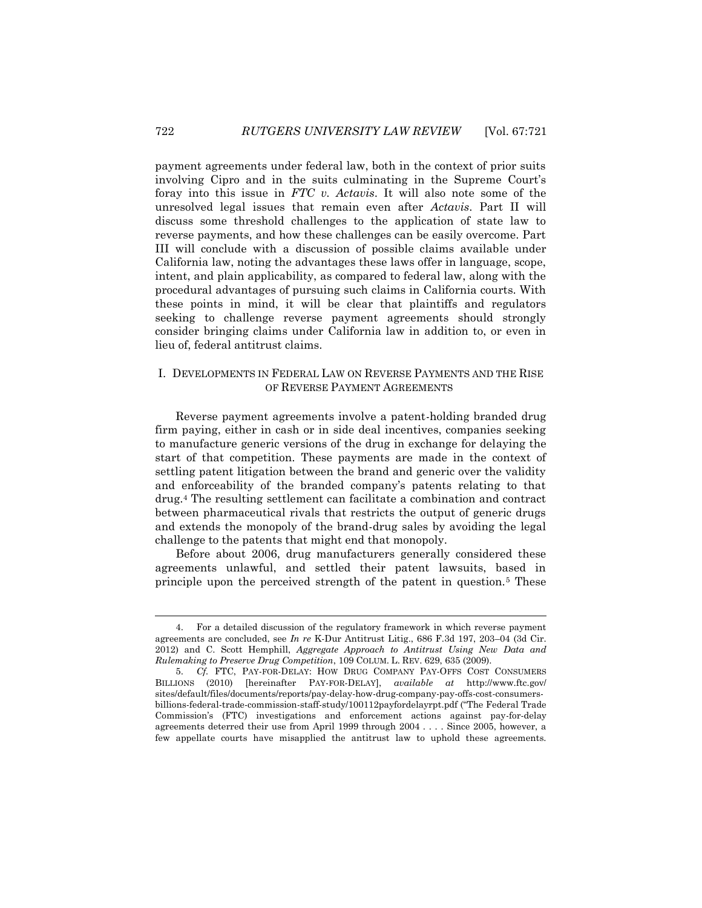payment agreements under federal law, both in the context of prior suits involving Cipro and in the suits culminating in the Supreme Court's foray into this issue in *FTC v. Actavis*. It will also note some of the unresolved legal issues that remain even after *Actavis*. Part II will discuss some threshold challenges to the application of state law to reverse payments, and how these challenges can be easily overcome. Part III will conclude with a discussion of possible claims available under California law, noting the advantages these laws offer in language, scope, intent, and plain applicability, as compared to federal law, along with the procedural advantages of pursuing such claims in California courts. With these points in mind, it will be clear that plaintiffs and regulators seeking to challenge reverse payment agreements should strongly consider bringing claims under California law in addition to, or even in lieu of, federal antitrust claims.

## I. DEVELOPMENTS IN FEDERAL LAW ON REVERSE PAYMENTS AND THE RISE OF REVERSE PAYMENT AGREEMENTS

Reverse payment agreements involve a patent-holding branded drug firm paying, either in cash or in side deal incentives, companies seeking to manufacture generic versions of the drug in exchange for delaying the start of that competition. These payments are made in the context of settling patent litigation between the brand and generic over the validity and enforceability of the branded company's patents relating to that drug.[4] The resulting settlement can facilitate a combination and contract between pharmaceutical rivals that restricts the output of generic drugs and extends the monopoly of the brand-drug sales by avoiding the legal challenge to the patents that might end that monopoly.

Before about 2006, drug manufacturers generally considered these agreements unlawful, and settled their patent lawsuits, based in principle upon the perceived strength of the patent in question.[5] These

4. For a detailed discussion of the regulatory framework in which reverse payment agreements are concluded, see *In re* K-Dur Antitrust Litig., 686 F.3d 197, 203–04 (3d Cir. 2012) and C. Scott Hemphill, *Aggregate Approach to Antitrust Using New Data and Rulemaking to Preserve Drug Competition*, 109 COLUM. L. REV. 629, 635 (2009).

5. *Cf.* FTC, PAY-FOR-DELAY: HOW DRUG COMPANY PAY-OFFS COST CONSUMERS BILLIONS (2010) [hereinafter PAY-FOR-DELAY], *available at* http://www.ftc.gov/sites/default/files/documents/reports/pay-delay-how-drug-company-pay-offs-cost-consumers-billions-federal-trade-commission-staff-study/100112payfordelayrpt.pdf ("The Federal Trade Commission's (FTC) investigations and enforcement actions against pay-for-delay agreements deterred their use from April 1999 through 2004 . . . . Since 2005, however, a few appellate courts have misapplied the antitrust law to uphold these agreements.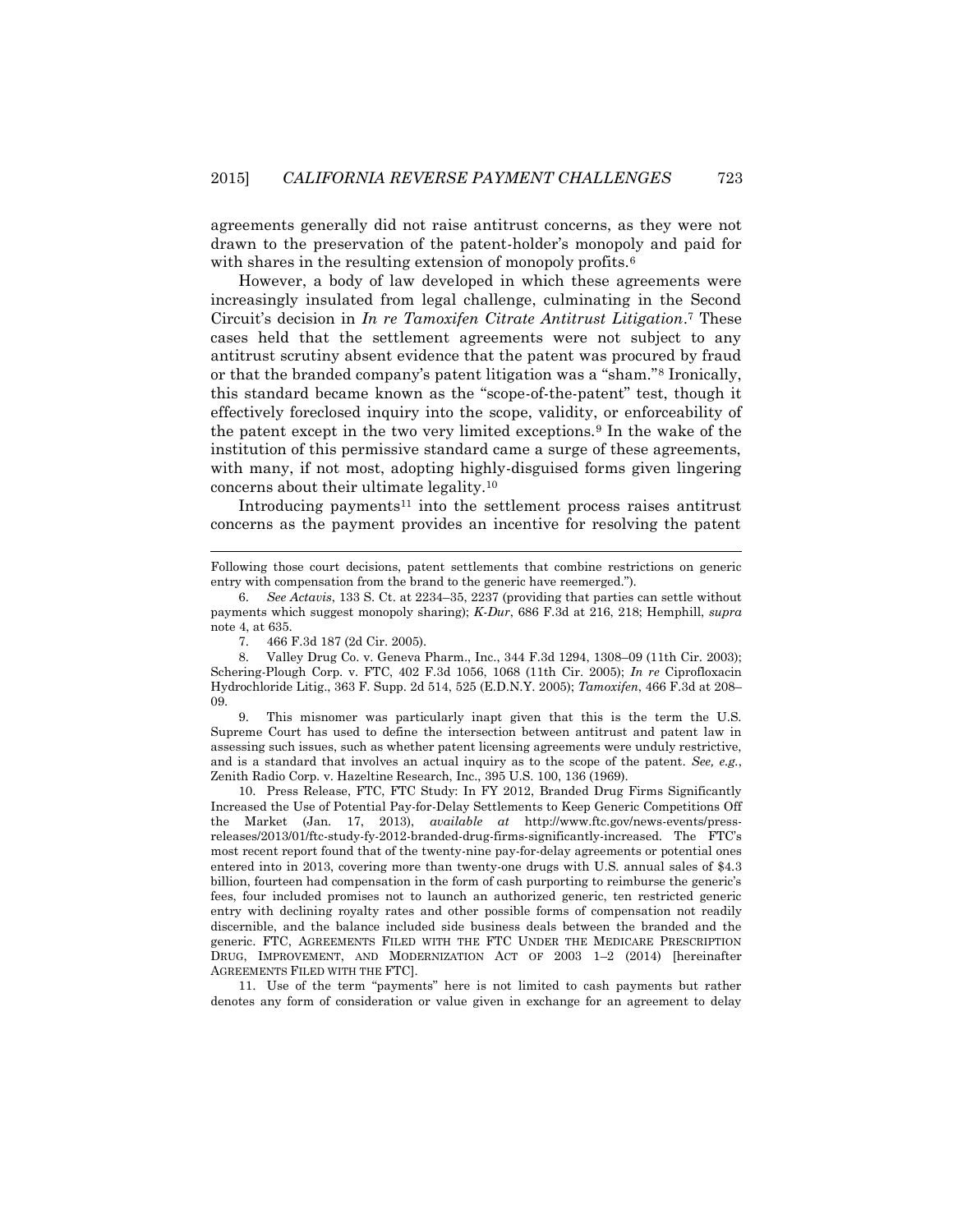agreements generally did not raise antitrust concerns, as they were not drawn to the preservation of the patent-holder's monopoly and paid for with shares in the resulting extension of monopoly profits.[6]

However, a body of law developed in which these agreements were increasingly insulated from legal challenge, culminating in the Second Circuit's decision in *In re Tamoxifen Citrate Antitrust Litigation*.[7] These cases held that the settlement agreements were not subject to any antitrust scrutiny absent evidence that the patent was procured by fraud or that the branded company's patent litigation was a "sham."[8] Ironically, this standard became known as the "scope-of-the-patent" test, though it effectively foreclosed inquiry into the scope, validity, or enforceability of the patent except in the two very limited exceptions.[9] In the wake of the institution of this permissive standard came a surge of these agreements, with many, if not most, adopting highly-disguised forms given lingering concerns about their ultimate legality.[10]

Introducing payments[11] into the settlement process raises antitrust concerns as the payment provides an incentive for resolving the patent

---

Following those court decisions, patent settlements that combine restrictions on generic entry with compensation from the brand to the generic have reemerged.").

6. *See Actavis*, 133 S. Ct. at 2234–35, 2237 (providing that parties can settle without payments which suggest monopoly sharing); *K-Dur*, 686 F.3d at 216, 218; Hemphill, *supra* note 4, at 635.

7. 466 F.3d 187 (2d Cir. 2005).

8. Valley Drug Co. v. Geneva Pharm., Inc., 344 F.3d 1294, 1308–09 (11th Cir. 2003); Schering-Plough Corp. v. FTC, 402 F.3d 1056, 1068 (11th Cir. 2005); *In re* Ciprofloxacin Hydrochloride Litig., 363 F. Supp. 2d 514, 525 (E.D.N.Y. 2005); *Tamoxifen*, 466 F.3d at 208–09.

9. This misnomer was particularly inapt given that this is the term the U.S. Supreme Court has used to define the intersection between antitrust and patent law in assessing such issues, such as whether patent licensing agreements were unduly restrictive, and is a standard that involves an actual inquiry as to the scope of the patent. *See, e.g.*, Zenith Radio Corp. v. Hazeltine Research, Inc., 395 U.S. 100, 136 (1969).

10. Press Release, FTC, FTC Study: In FY 2012, Branded Drug Firms Significantly Increased the Use of Potential Pay-for-Delay Settlements to Keep Generic Competitions Off the Market (Jan. 17, 2013), *available at* http://www.ftc.gov/news-events/press-releases/2013/01/ftc-study-fy-2012-branded-drug-firms-significantly-increased. The FTC's most recent report found that of the twenty-nine pay-for-delay agreements or potential ones entered into in 2013, covering more than twenty-one drugs with U.S. annual sales of $4.3 billion, fourteen had compensation in the form of cash purporting to reimburse the generic's fees, four included promises not to launch an authorized generic, ten restricted generic entry with declining royalty rates and other possible forms of compensation not readily discernible, and the balance included side business deals between the branded and the generic. FTC, AGREEMENTS FILED WITH THE FTC UNDER THE MEDICARE PRESCRIPTION DRUG, IMPROVEMENT, AND MODERNIZATION ACT OF 2003 1–2 (2014) [hereinafter AGREEMENTS FILED WITH THE FTC].

11. Use of the term "payments" here is not limited to cash payments but rather denotes any form of consideration or value given in exchange for an agreement to delay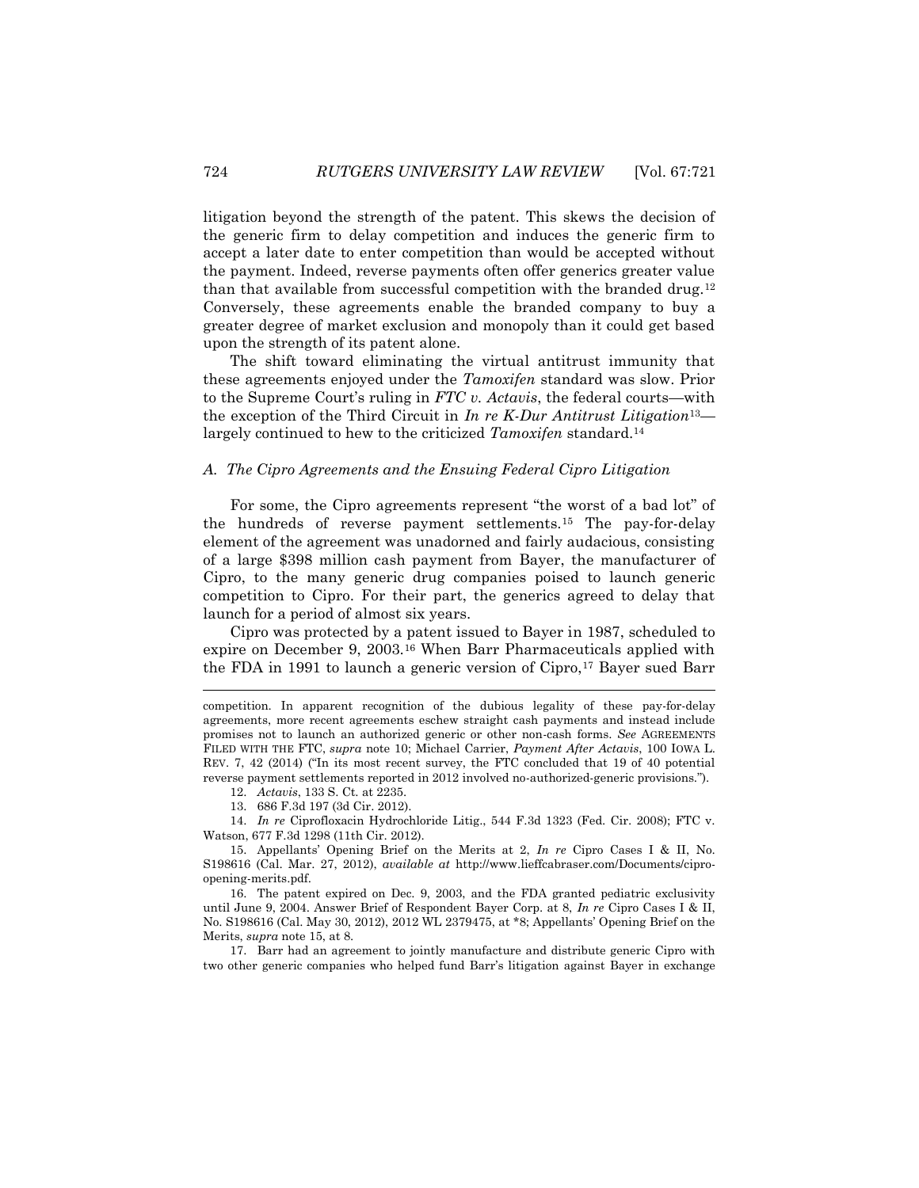litigation beyond the strength of the patent. This skews the decision of the generic firm to delay competition and induces the generic firm to accept a later date to enter competition than would be accepted without the payment. Indeed, reverse payments often offer generics greater value than that available from successful competition with the branded drug.[12] Conversely, these agreements enable the branded company to buy a greater degree of market exclusion and monopoly than it could get based upon the strength of its patent alone.

The shift toward eliminating the virtual antitrust immunity that these agreements enjoyed under the *Tamoxifen* standard was slow. Prior to the Supreme Court's ruling in *FTC v. Actavis*, the federal courts—with the exception of the Third Circuit in *In re K-Dur Antitrust Litigation*[13]—largely continued to hew to the criticized *Tamoxifen* standard.[14]

### *A. The Cipro Agreements and the Ensuing Federal Cipro Litigation*

For some, the Cipro agreements represent "the worst of a bad lot" of the hundreds of reverse payment settlements.[15] The pay-for-delay element of the agreement was unadorned and fairly audacious, consisting of a large $398 million cash payment from Bayer, the manufacturer of Cipro, to the many generic drug companies poised to launch generic competition to Cipro. For their part, the generics agreed to delay that launch for a period of almost six years.

Cipro was protected by a patent issued to Bayer in 1987, scheduled to expire on December 9, 2003.[16] When Barr Pharmaceuticals applied with the FDA in 1991 to launch a generic version of Cipro,[17] Bayer sued Barr

---

competition. In apparent recognition of the dubious legality of these pay-for-delay agreements, more recent agreements eschew straight cash payments and instead include promises not to launch an authorized generic or other non-cash forms. *See* AGREEMENTS FILED WITH THE FTC, *supra* note 10; Michael Carrier, *Payment After Actavis*, 100 IOWA L. REV. 7, 42 (2014) ("In its most recent survey, the FTC concluded that 19 of 40 potential reverse payment settlements reported in 2012 involved no-authorized-generic provisions.").

12. *Actavis*, 133 S. Ct. at 2235.

13. 686 F.3d 197 (3d Cir. 2012).

14. *In re* Ciprofloxacin Hydrochloride Litig., 544 F.3d 1323 (Fed. Cir. 2008); FTC v. Watson, 677 F.3d 1298 (11th Cir. 2012).

15. Appellants' Opening Brief on the Merits at 2, *In re* Cipro Cases I & II, No. S198616 (Cal. Mar. 27, 2012), *available at* http://www.lieffcabraser.com/Documents/cipro-opening-merits.pdf.

16. The patent expired on Dec. 9, 2003, and the FDA granted pediatric exclusivity until June 9, 2004. Answer Brief of Respondent Bayer Corp. at 8, *In re* Cipro Cases I & II, No. S198616 (Cal. May 30, 2012), 2012 WL 2379475, at *8; Appellants' Opening Brief on the Merits, *supra* note 15, at 8.

17. Barr had an agreement to jointly manufacture and distribute generic Cipro with two other generic companies who helped fund Barr's litigation against Bayer in exchange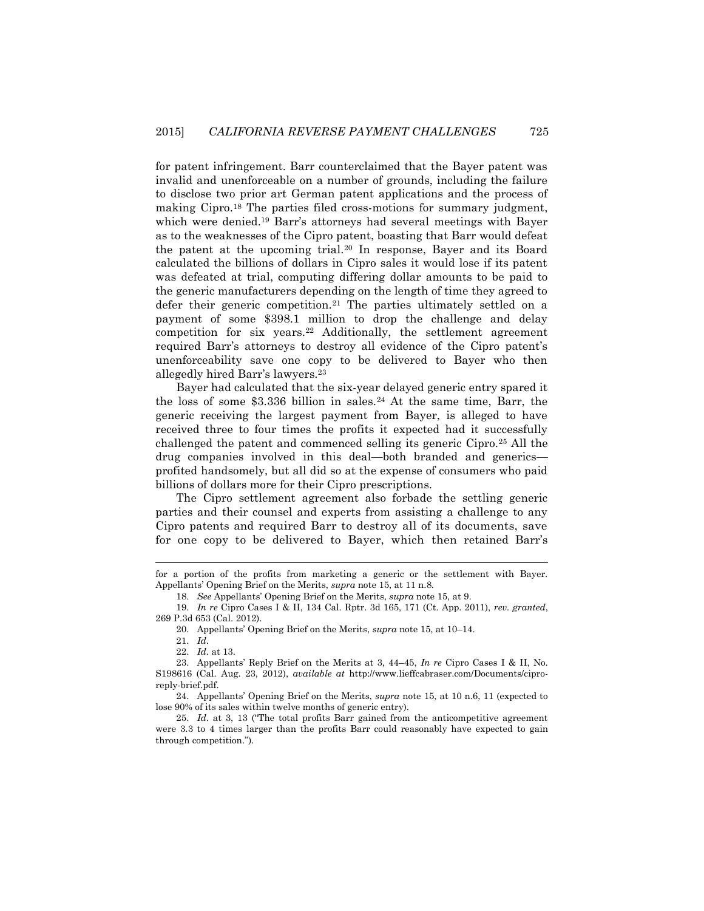for patent infringement. Barr counterclaimed that the Bayer patent was invalid and unenforceable on a number of grounds, including the failure to disclose two prior art German patent applications and the process of making Cipro.[18] The parties filed cross-motions for summary judgment, which were denied.[19] Barr's attorneys had several meetings with Bayer as to the weaknesses of the Cipro patent, boasting that Barr would defeat the patent at the upcoming trial.[20] In response, Bayer and its Board calculated the billions of dollars in Cipro sales it would lose if its patent was defeated at trial, computing differing dollar amounts to be paid to the generic manufacturers depending on the length of time they agreed to defer their generic competition.[21] The parties ultimately settled on a payment of some $398.1 million to drop the challenge and delay competition for six years.[22] Additionally, the settlement agreement required Barr's attorneys to destroy all evidence of the Cipro patent's unenforceability save one copy to be delivered to Bayer who then allegedly hired Barr's lawyers.[23]

Bayer had calculated that the six-year delayed generic entry spared it the loss of some $3.336 billion in sales.[24] At the same time, Barr, the generic receiving the largest payment from Bayer, is alleged to have received three to four times the profits it expected had it successfully challenged the patent and commenced selling its generic Cipro.[25] All the drug companies involved in this deal—both branded and generics—profited handsomely, but all did so at the expense of consumers who paid billions of dollars more for their Cipro prescriptions.

The Cipro settlement agreement also forbade the settling generic parties and their counsel and experts from assisting a challenge to any Cipro patents and required Barr to destroy all of its documents, save for one copy to be delivered to Bayer, which then retained Barr's

---

for a portion of the profits from marketing a generic or the settlement with Bayer. Appellants' Opening Brief on the Merits, *supra* note 15, at 11 n.8.

18. *See* Appellants' Opening Brief on the Merits, *supra* note 15, at 9.

19. *In re* Cipro Cases I & II, 134 Cal. Rptr. 3d 165, 171 (Ct. App. 2011), *rev. granted*, 269 P.3d 653 (Cal. 2012).

20. Appellants' Opening Brief on the Merits, *supra* note 15, at 10–14.

21. *Id.*

22. *Id.* at 13.

23. Appellants' Reply Brief on the Merits at 3, 44–45, *In re* Cipro Cases I & II, No. S198616 (Cal. Aug. 23, 2012), *available at* http://www.lieffcabraser.com/Documents/cipro-reply-brief.pdf.

24. Appellants' Opening Brief on the Merits, *supra* note 15, at 10 n.6, 11 (expected to lose 90% of its sales within twelve months of generic entry).

25. *Id.* at 3, 13 ("The total profits Barr gained from the anticompetitive agreement were 3.3 to 4 times larger than the profits Barr could reasonably have expected to gain through competition.").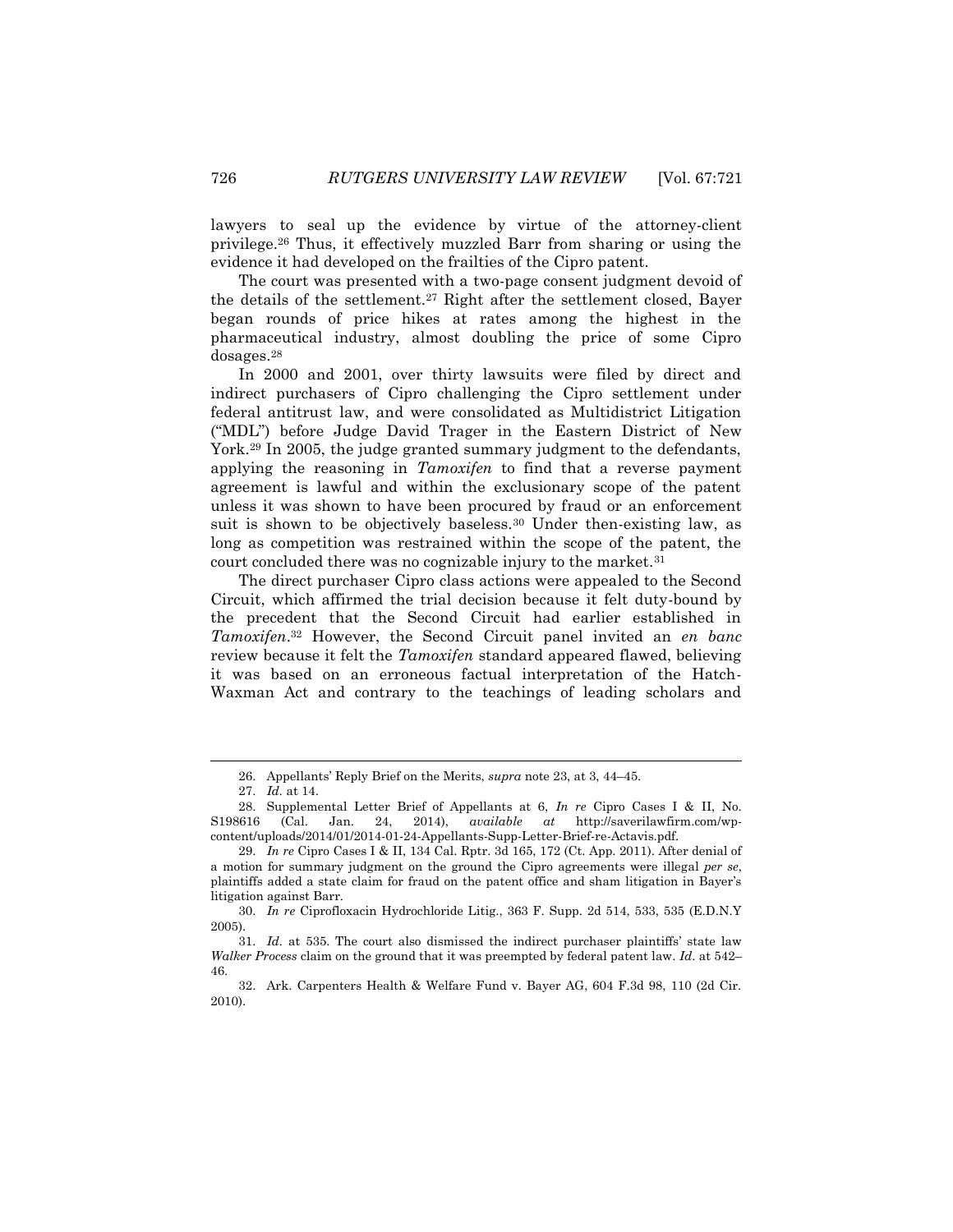lawyers to seal up the evidence by virtue of the attorney-client privilege.[26] Thus, it effectively muzzled Barr from sharing or using the evidence it had developed on the frailties of the Cipro patent.

The court was presented with a two-page consent judgment devoid of the details of the settlement.[27] Right after the settlement closed, Bayer began rounds of price hikes at rates among the highest in the pharmaceutical industry, almost doubling the price of some Cipro dosages.[28]

In 2000 and 2001, over thirty lawsuits were filed by direct and indirect purchasers of Cipro challenging the Cipro settlement under federal antitrust law, and were consolidated as Multidistrict Litigation ("MDL") before Judge David Trager in the Eastern District of New York.[29] In 2005, the judge granted summary judgment to the defendants, applying the reasoning in *Tamoxifen* to find that a reverse payment agreement is lawful and within the exclusionary scope of the patent unless it was shown to have been procured by fraud or an enforcement suit is shown to be objectively baseless.[30] Under then-existing law, as long as competition was restrained within the scope of the patent, the court concluded there was no cognizable injury to the market.[31]

The direct purchaser Cipro class actions were appealed to the Second Circuit, which affirmed the trial decision because it felt duty-bound by the precedent that the Second Circuit had earlier established in *Tamoxifen*.[32] However, the Second Circuit panel invited an *en banc* review because it felt the *Tamoxifen* standard appeared flawed, believing it was based on an erroneous factual interpretation of the Hatch-Waxman Act and contrary to the teachings of leading scholars and

---

26. Appellants' Reply Brief on the Merits, *supra* note 23, at 3, 44–45.

27. *Id.* at 14.

28. Supplemental Letter Brief of Appellants at 6, *In re* Cipro Cases I & II, No. S198616 (Cal. Jan. 24, 2014), *available at* http://saverilawfirm.com/wp-content/uploads/2014/01/2014-01-24-Appellants-Supp-Letter-Brief-re-Actavis.pdf.

29. *In re* Cipro Cases I & II, 134 Cal. Rptr. 3d 165, 172 (Ct. App. 2011). After denial of a motion for summary judgment on the ground the Cipro agreements were illegal *per se*, plaintiffs added a state claim for fraud on the patent office and sham litigation in Bayer's litigation against Barr.

30. *In re* Ciprofloxacin Hydrochloride Litig., 363 F. Supp. 2d 514, 533, 535 (E.D.N.Y 2005).

31. *Id.* at 535. The court also dismissed the indirect purchaser plaintiffs' state law *Walker Process* claim on the ground that it was preempted by federal patent law. *Id.* at 542–46.

32. Ark. Carpenters Health & Welfare Fund v. Bayer AG, 604 F.3d 98, 110 (2d Cir. 2010).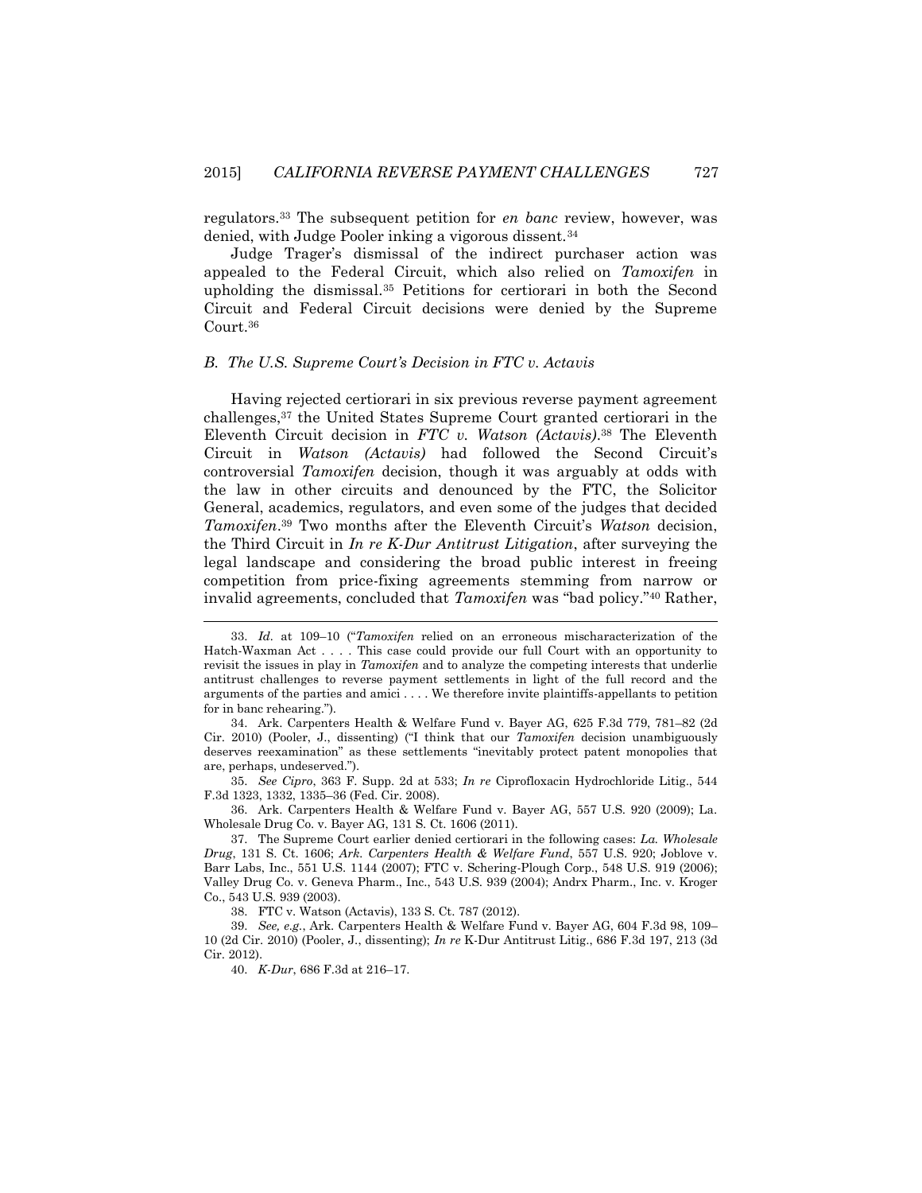regulators.[33] The subsequent petition for *en banc* review, however, was denied, with Judge Pooler inking a vigorous dissent.[34]

Judge Trager's dismissal of the indirect purchaser action was appealed to the Federal Circuit, which also relied on *Tamoxifen* in upholding the dismissal.[35] Petitions for certiorari in both the Second Circuit and Federal Circuit decisions were denied by the Supreme Court.[36]

### *B. The U.S. Supreme Court's Decision in FTC v. Actavis*

Having rejected certiorari in six previous reverse payment agreement challenges,[37] the United States Supreme Court granted certiorari in the Eleventh Circuit decision in *FTC v. Watson (Actavis)*.[38] The Eleventh Circuit in *Watson (Actavis)* had followed the Second Circuit's controversial *Tamoxifen* decision, though it was arguably at odds with the law in other circuits and denounced by the FTC, the Solicitor General, academics, regulators, and even some of the judges that decided *Tamoxifen*.[39] Two months after the Eleventh Circuit's *Watson* decision, the Third Circuit in *In re K-Dur Antitrust Litigation*, after surveying the legal landscape and considering the broad public interest in freeing competition from price-fixing agreements stemming from narrow or invalid agreements, concluded that *Tamoxifen* was "bad policy."[40] Rather,

---

33. *Id.* at 109–10 ("*Tamoxifen* relied on an erroneous mischaracterization of the Hatch-Waxman Act . . . . This case could provide our full Court with an opportunity to revisit the issues in play in *Tamoxifen* and to analyze the competing interests that underlie antitrust challenges to reverse payment settlements in light of the full record and the arguments of the parties and amici . . . . We therefore invite plaintiffs-appellants to petition for in banc rehearing.").

34. Ark. Carpenters Health & Welfare Fund v. Bayer AG, 625 F.3d 779, 781–82 (2d Cir. 2010) (Pooler, J., dissenting) ("I think that our *Tamoxifen* decision unambiguously deserves reexamination" as these settlements "inevitably protect patent monopolies that are, perhaps, undeserved.").

35. *See Cipro*, 363 F. Supp. 2d at 533; *In re* Ciprofloxacin Hydrochloride Litig., 544 F.3d 1323, 1332, 1335–36 (Fed. Cir. 2008).

36. Ark. Carpenters Health & Welfare Fund v. Bayer AG, 557 U.S. 920 (2009); La. Wholesale Drug Co. v. Bayer AG, 131 S. Ct. 1606 (2011).

37. The Supreme Court earlier denied certiorari in the following cases: *La. Wholesale Drug*, 131 S. Ct. 1606; *Ark. Carpenters Health & Welfare Fund*, 557 U.S. 920; Joblove v. Barr Labs, Inc., 551 U.S. 1144 (2007); FTC v. Schering-Plough Corp., 548 U.S. 919 (2006); Valley Drug Co. v. Geneva Pharm., Inc., 543 U.S. 939 (2004); Andrx Pharm., Inc. v. Kroger Co., 543 U.S. 939 (2003).

38. FTC v. Watson (Actavis), 133 S. Ct. 787 (2012).

39. *See, e.g.*, Ark. Carpenters Health & Welfare Fund v. Bayer AG, 604 F.3d 98, 109–10 (2d Cir. 2010) (Pooler, J., dissenting); *In re* K-Dur Antitrust Litig., 686 F.3d 197, 213 (3d Cir. 2012).

40. *K-Dur*, 686 F.3d at 216–17.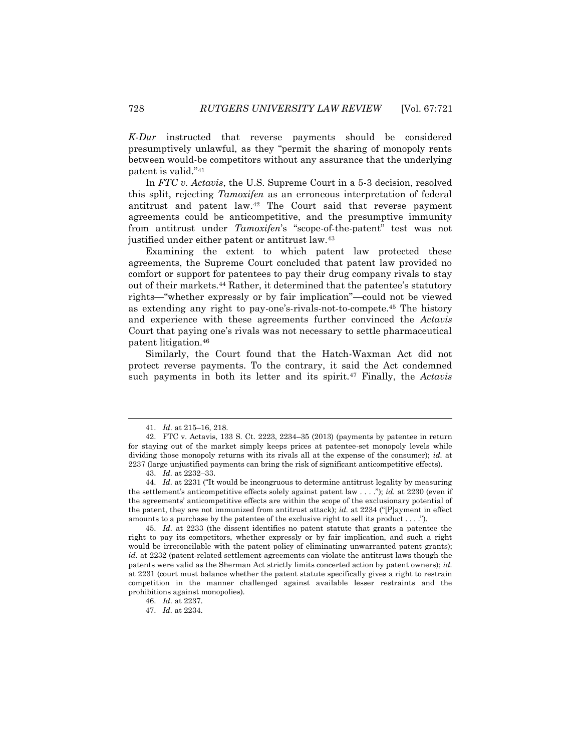*K-Dur* instructed that reverse payments should be considered presumptively unlawful, as they "permit the sharing of monopoly rents between would-be competitors without any assurance that the underlying patent is valid."[41]

In *FTC v. Actavis*, the U.S. Supreme Court in a 5-3 decision, resolved this split, rejecting *Tamoxifen* as an erroneous interpretation of federal antitrust and patent law.[42] The Court said that reverse payment agreements could be anticompetitive, and the presumptive immunity from antitrust under *Tamoxifen*'s "scope-of-the-patent" test was not justified under either patent or antitrust law.[43]

Examining the extent to which patent law protected these agreements, the Supreme Court concluded that patent law provided no comfort or support for patentees to pay their drug company rivals to stay out of their markets.[44] Rather, it determined that the patentee's statutory rights—"whether expressly or by fair implication"—could not be viewed as extending any right to pay-one's-rivals-not-to-compete.[45] The history and experience with these agreements further convinced the *Actavis* Court that paying one's rivals was not necessary to settle pharmaceutical patent litigation.[46]

Similarly, the Court found that the Hatch-Waxman Act did not protect reverse payments. To the contrary, it said the Act condemned such payments in both its letter and its spirit.[47] Finally, the *Actavis*

---

41. *Id.* at 215–16, 218.

42. FTC v. Actavis, 133 S. Ct. 2223, 2234–35 (2013) (payments by patentee in return for staying out of the market simply keeps prices at patentee-set monopoly levels while dividing those monopoly returns with its rivals all at the expense of the consumer); *id.* at 2237 (large unjustified payments can bring the risk of significant anticompetitive effects).

43. *Id.* at 2232–33.

44. *Id.* at 2231 ("It would be incongruous to determine antitrust legality by measuring the settlement's anticompetitive effects solely against patent law . . . ."); *id.* at 2230 (even if the agreements' anticompetitive effects are within the scope of the exclusionary potential of the patent, they are not immunized from antitrust attack); *id.* at 2234 ("[P]ayment in effect amounts to a purchase by the patentee of the exclusive right to sell its product . . . .").

45. *Id.* at 2233 (the dissent identifies no patent statute that grants a patentee the right to pay its competitors, whether expressly or by fair implication, and such a right would be irreconcilable with the patent policy of eliminating unwarranted patent grants); *id.* at 2232 (patent-related settlement agreements can violate the antitrust laws though the patents were valid as the Sherman Act strictly limits concerted action by patent owners); *id.* at 2231 (court must balance whether the patent statute specifically gives a right to restrain competition in the manner challenged against available lesser restraints and the prohibitions against monopolies).

46. *Id.* at 2237.

47. *Id.* at 2234.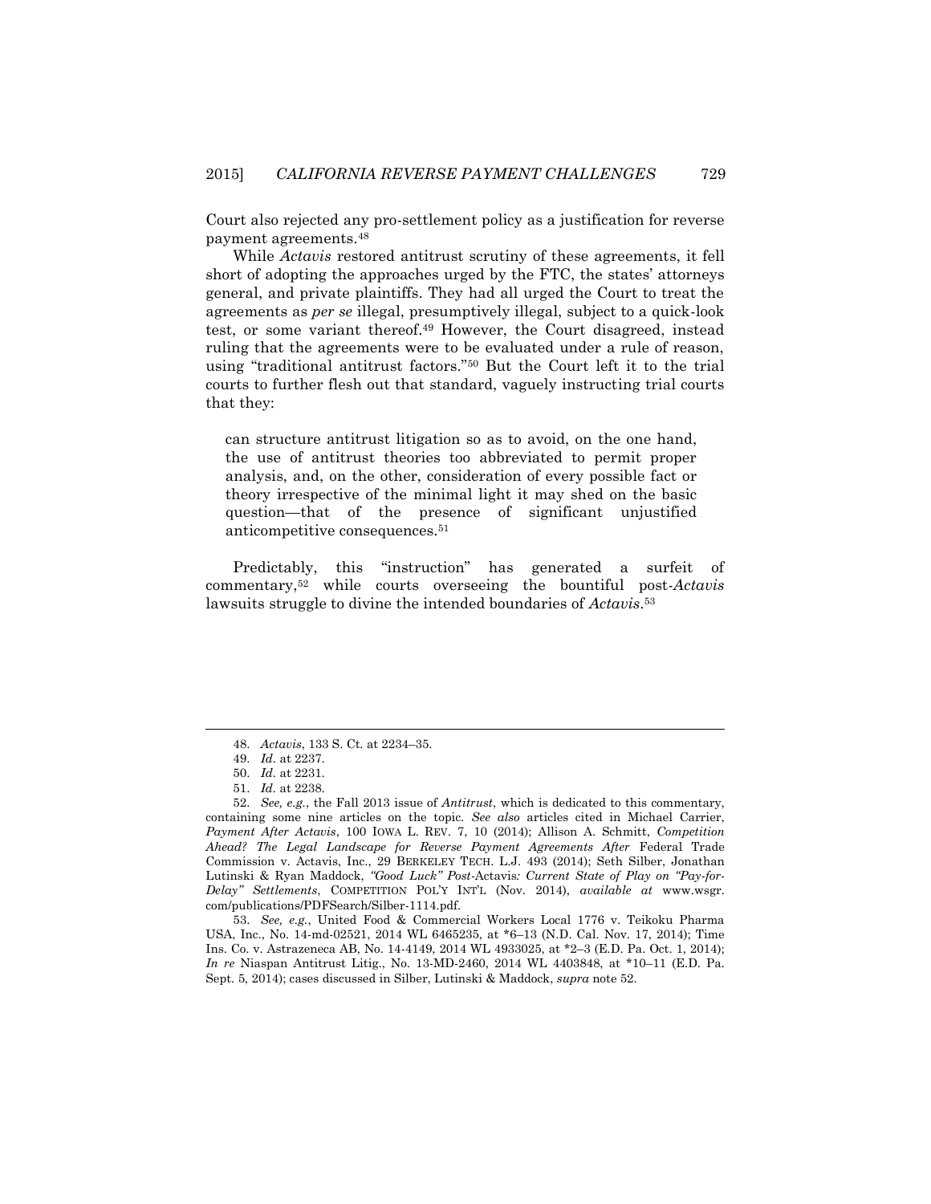Court also rejected any pro-settlement policy as a justification for reverse payment agreements.[48]

While *Actavis* restored antitrust scrutiny of these agreements, it fell short of adopting the approaches urged by the FTC, the states' attorneys general, and private plaintiffs. They had all urged the Court to treat the agreements as *per se* illegal, presumptively illegal, subject to a quick-look test, or some variant thereof.[49] However, the Court disagreed, instead ruling that the agreements were to be evaluated under a rule of reason, using "traditional antitrust factors."[50] But the Court left it to the trial courts to further flesh out that standard, vaguely instructing trial courts that they:

> can structure antitrust litigation so as to avoid, on the one hand, the use of antitrust theories too abbreviated to permit proper analysis, and, on the other, consideration of every possible fact or theory irrespective of the minimal light it may shed on the basic question—that of the presence of significant unjustified anticompetitive consequences.[51]

Predictably, this "instruction" has generated a surfeit of commentary,[52] while courts overseeing the bountiful post-*Actavis* lawsuits struggle to divine the intended boundaries of *Actavis*.[53]

---

48. *Actavis*, 133 S. Ct. at 2234–35.

49. *Id.* at 2237.

50. *Id.* at 2231.

51. *Id.* at 2238.

52. *See, e.g.*, the Fall 2013 issue of *Antitrust*, which is dedicated to this commentary, containing some nine articles on the topic. *See also* articles cited in Michael Carrier, *Payment After Actavis*, 100 IOWA L. REV. 7, 10 (2014); Allison A. Schmitt, *Competition Ahead? The Legal Landscape for Reverse Payment Agreements After* Federal Trade Commission v. Actavis, Inc., 29 BERKELEY TECH. L.J. 493 (2014); Seth Silber, Jonathan Lutinski & Ryan Maddock, *"Good Luck" Post-*Actavis*: Current State of Play on "Pay-for-Delay" Settlements*, COMPETITION POL'Y INT'L (Nov. 2014), *available at* www.wsgr.com/publications/PDFSearch/Silber-1114.pdf.

53. *See, e.g.*, United Food & Commercial Workers Local 1776 v. Teikoku Pharma USA, Inc., No. 14-md-02521, 2014 WL 6465235, at *6–13 (N.D. Cal. Nov. 17, 2014); Time Ins. Co. v. Astrazeneca AB, No. 14-4149, 2014 WL 4933025, at *2–3 (E.D. Pa. Oct. 1, 2014); *In re* Niaspan Antitrust Litig., No. 13-MD-2460, 2014 WL 4403848, at *10–11 (E.D. Pa. Sept. 5, 2014); cases discussed in Silber, Lutinski & Maddock, *supra* note 52.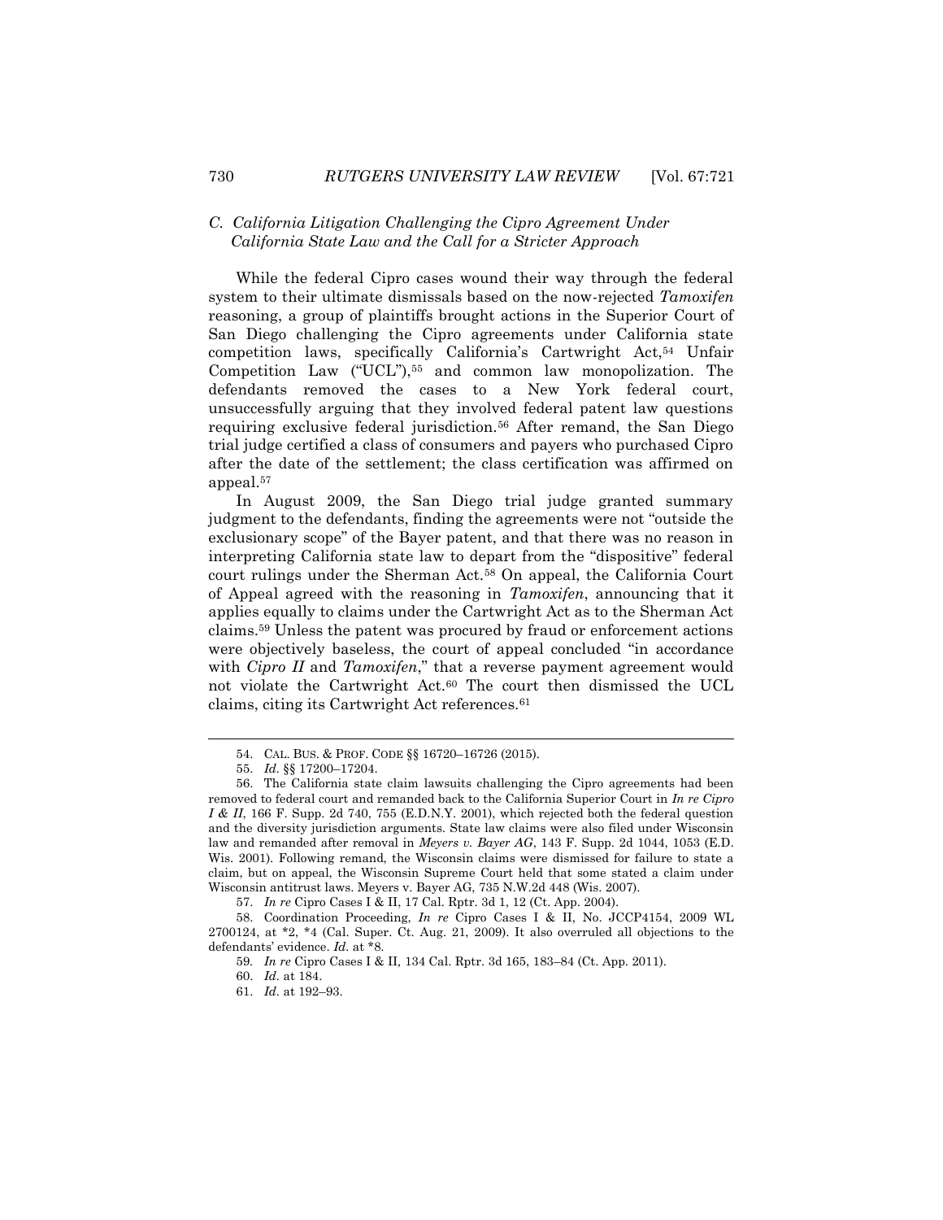### C. California Litigation Challenging the Cipro Agreement Under California State Law and the Call for a Stricter Approach

While the federal Cipro cases wound their way through the federal system to their ultimate dismissals based on the now-rejected *Tamoxifen* reasoning, a group of plaintiffs brought actions in the Superior Court of San Diego challenging the Cipro agreements under California state competition laws, specifically California's Cartwright Act,[54] Unfair Competition Law ("UCL"),[55] and common law monopolization. The defendants removed the cases to a New York federal court, unsuccessfully arguing that they involved federal patent law questions requiring exclusive federal jurisdiction.[56] After remand, the San Diego trial judge certified a class of consumers and payers who purchased Cipro after the date of the settlement; the class certification was affirmed on appeal.[57]

In August 2009, the San Diego trial judge granted summary judgment to the defendants, finding the agreements were not "outside the exclusionary scope" of the Bayer patent, and that there was no reason in interpreting California state law to depart from the "dispositive" federal court rulings under the Sherman Act.[58] On appeal, the California Court of Appeal agreed with the reasoning in *Tamoxifen*, announcing that it applies equally to claims under the Cartwright Act as to the Sherman Act claims.[59] Unless the patent was procured by fraud or enforcement actions were objectively baseless, the court of appeal concluded "in accordance with *Cipro II* and *Tamoxifen*," that a reverse payment agreement would not violate the Cartwright Act.[60] The court then dismissed the UCL claims, citing its Cartwright Act references.[61]

---

54. CAL. BUS. & PROF. CODE §§ 16720–16726 (2015).

55. *Id.* §§ 17200–17204.

56. The California state claim lawsuits challenging the Cipro agreements had been removed to federal court and remanded back to the California Superior Court in *In re Cipro I & II*, 166 F. Supp. 2d 740, 755 (E.D.N.Y. 2001), which rejected both the federal question and the diversity jurisdiction arguments. State law claims were also filed under Wisconsin law and remanded after removal in *Meyers v. Bayer AG*, 143 F. Supp. 2d 1044, 1053 (E.D. Wis. 2001). Following remand, the Wisconsin claims were dismissed for failure to state a claim, but on appeal, the Wisconsin Supreme Court held that some stated a claim under Wisconsin antitrust laws. Meyers v. Bayer AG, 735 N.W.2d 448 (Wis. 2007).

57. *In re* Cipro Cases I & II, 17 Cal. Rptr. 3d 1, 12 (Ct. App. 2004).

58. Coordination Proceeding, *In re* Cipro Cases I & II, No. JCCP4154, 2009 WL 2700124, at *2, *4 (Cal. Super. Ct. Aug. 21, 2009). It also overruled all objections to the defendants' evidence. *Id.* at *8.

59. *In re* Cipro Cases I & II, 134 Cal. Rptr. 3d 165, 183–84 (Ct. App. 2011).

60. *Id.* at 184.

61. *Id.* at 192–93.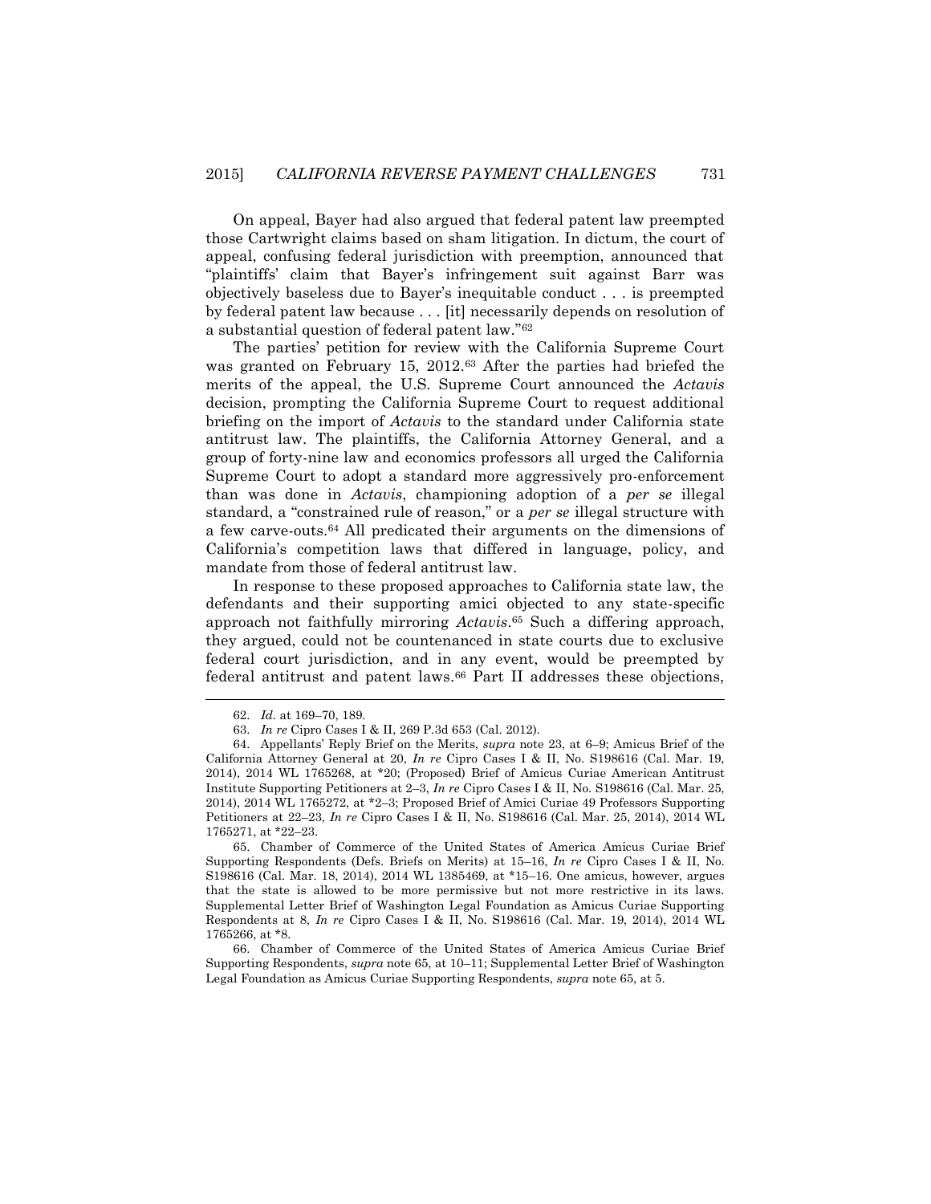On appeal, Bayer had also argued that federal patent law preempted those Cartwright claims based on sham litigation. In dictum, the court of appeal, confusing federal jurisdiction with preemption, announced that "plaintiffs' claim that Bayer's infringement suit against Barr was objectively baseless due to Bayer's inequitable conduct . . . is preempted by federal patent law because . . . [it] necessarily depends on resolution of a substantial question of federal patent law."[62]

The parties' petition for review with the California Supreme Court was granted on February 15, 2012.[63] After the parties had briefed the merits of the appeal, the U.S. Supreme Court announced the *Actavis* decision, prompting the California Supreme Court to request additional briefing on the import of *Actavis* to the standard under California state antitrust law. The plaintiffs, the California Attorney General, and a group of forty-nine law and economics professors all urged the California Supreme Court to adopt a standard more aggressively pro-enforcement than was done in *Actavis*, championing adoption of a *per se* illegal standard, a "constrained rule of reason," or a *per se* illegal structure with a few carve-outs.[64] All predicated their arguments on the dimensions of California's competition laws that differed in language, policy, and mandate from those of federal antitrust law.

In response to these proposed approaches to California state law, the defendants and their supporting amici objected to any state-specific approach not faithfully mirroring *Actavis*.[65] Such a differing approach, they argued, could not be countenanced in state courts due to exclusive federal court jurisdiction, and in any event, would be preempted by federal antitrust and patent laws.[66] Part II addresses these objections,

---

62. *Id.* at 169–70, 189.

63. *In re* Cipro Cases I & II, 269 P.3d 653 (Cal. 2012).

64. Appellants' Reply Brief on the Merits, *supra* note 23, at 6–9; Amicus Brief of the California Attorney General at 20, *In re* Cipro Cases I & II, No. S198616 (Cal. Mar. 19, 2014), 2014 WL 1765268, at *20; (Proposed) Brief of Amicus Curiae American Antitrust Institute Supporting Petitioners at 2–3, *In re* Cipro Cases I & II, No. S198616 (Cal. Mar. 25, 2014), 2014 WL 1765272, at *2–3; Proposed Brief of Amici Curiae 49 Professors Supporting Petitioners at 22–23, *In re* Cipro Cases I & II, No. S198616 (Cal. Mar. 25, 2014), 2014 WL 1765271, at *22–23.

65. Chamber of Commerce of the United States of America Amicus Curiae Brief Supporting Respondents (Defs. Briefs on Merits) at 15–16, *In re* Cipro Cases I & II, No. S198616 (Cal. Mar. 18, 2014), 2014 WL 1385469, at *15–16. One amicus, however, argues that the state is allowed to be more permissive but not more restrictive in its laws. Supplemental Letter Brief of Washington Legal Foundation as Amicus Curiae Supporting Respondents at 8, *In re* Cipro Cases I & II, No. S198616 (Cal. Mar. 19, 2014), 2014 WL 1765266, at *8.

66. Chamber of Commerce of the United States of America Amicus Curiae Brief Supporting Respondents, *supra* note 65, at 10–11; Supplemental Letter Brief of Washington Legal Foundation as Amicus Curiae Supporting Respondents, *supra* note 65, at 5.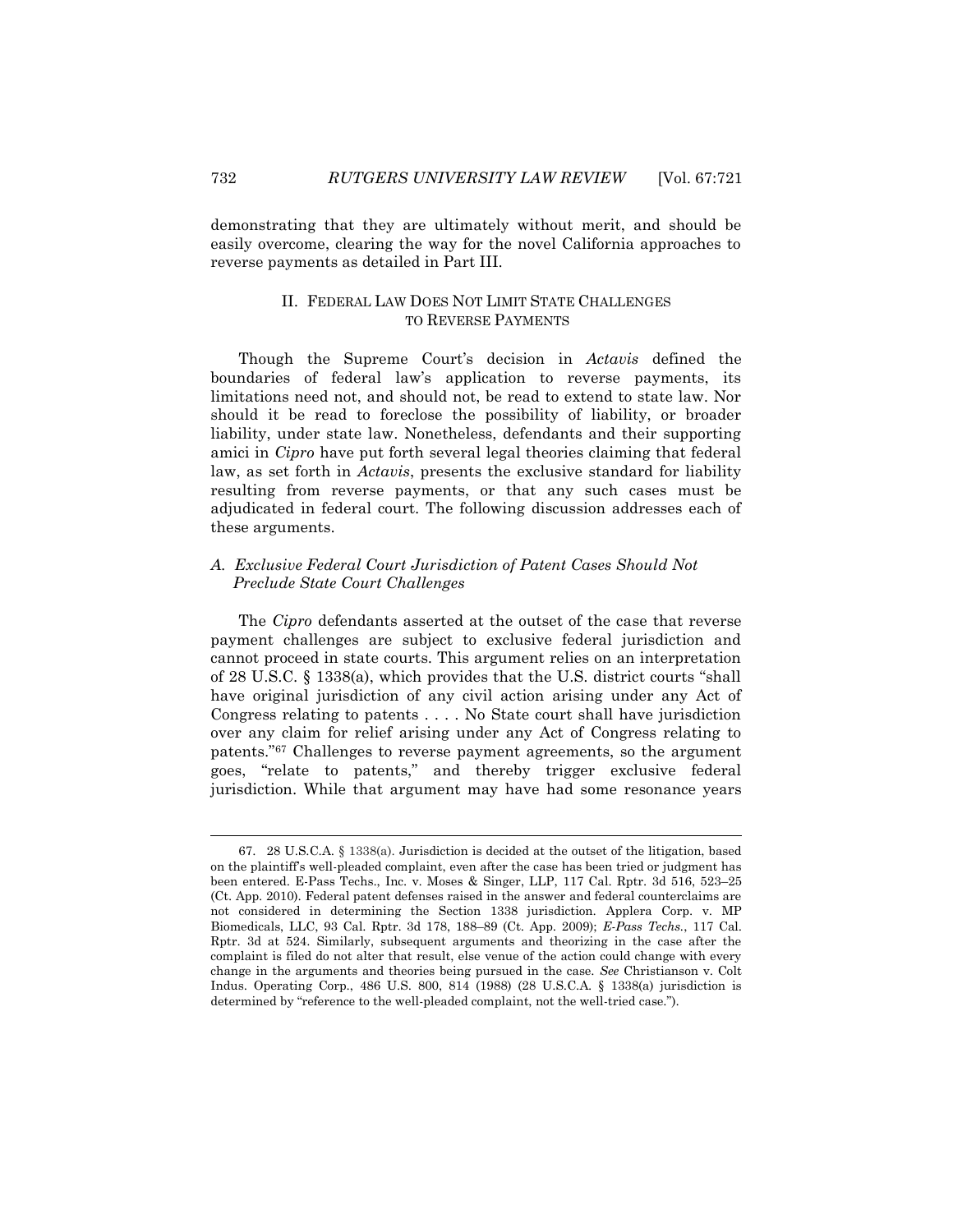demonstrating that they are ultimately without merit, and should be easily overcome, clearing the way for the novel California approaches to reverse payments as detailed in Part III.

## II. FEDERAL LAW DOES NOT LIMIT STATE CHALLENGES TO REVERSE PAYMENTS

Though the Supreme Court's decision in *Actavis* defined the boundaries of federal law's application to reverse payments, its limitations need not, and should not, be read to extend to state law. Nor should it be read to foreclose the possibility of liability, or broader liability, under state law. Nonetheless, defendants and their supporting amici in *Cipro* have put forth several legal theories claiming that federal law, as set forth in *Actavis*, presents the exclusive standard for liability resulting from reverse payments, or that any such cases must be adjudicated in federal court. The following discussion addresses each of these arguments.

### *A. Exclusive Federal Court Jurisdiction of Patent Cases Should Not Preclude State Court Challenges*

The *Cipro* defendants asserted at the outset of the case that reverse payment challenges are subject to exclusive federal jurisdiction and cannot proceed in state courts. This argument relies on an interpretation of 28 U.S.C. § 1338(a), which provides that the U.S. district courts "shall have original jurisdiction of any civil action arising under any Act of Congress relating to patents . . . . No State court shall have jurisdiction over any claim for relief arising under any Act of Congress relating to patents."[67] Challenges to reverse payment agreements, so the argument goes, "relate to patents," and thereby trigger exclusive federal jurisdiction. While that argument may have had some resonance years

---

67. 28 U.S.C.A. § 1338(a). Jurisdiction is decided at the outset of the litigation, based on the plaintiff's well-pleaded complaint, even after the case has been tried or judgment has been entered. E-Pass Techs., Inc. v. Moses & Singer, LLP, 117 Cal. Rptr. 3d 516, 523–25 (Ct. App. 2010). Federal patent defenses raised in the answer and federal counterclaims are not considered in determining the Section 1338 jurisdiction. Applera Corp. v. MP Biomedicals, LLC, 93 Cal. Rptr. 3d 178, 188–89 (Ct. App. 2009); *E-Pass Techs.*, 117 Cal. Rptr. 3d at 524. Similarly, subsequent arguments and theorizing in the case after the complaint is filed do not alter that result, else venue of the action could change with every change in the arguments and theories being pursued in the case. *See* Christianson v. Colt Indus. Operating Corp., 486 U.S. 800, 814 (1988) (28 U.S.C.A. § 1338(a) jurisdiction is determined by "reference to the well-pleaded complaint, not the well-tried case.").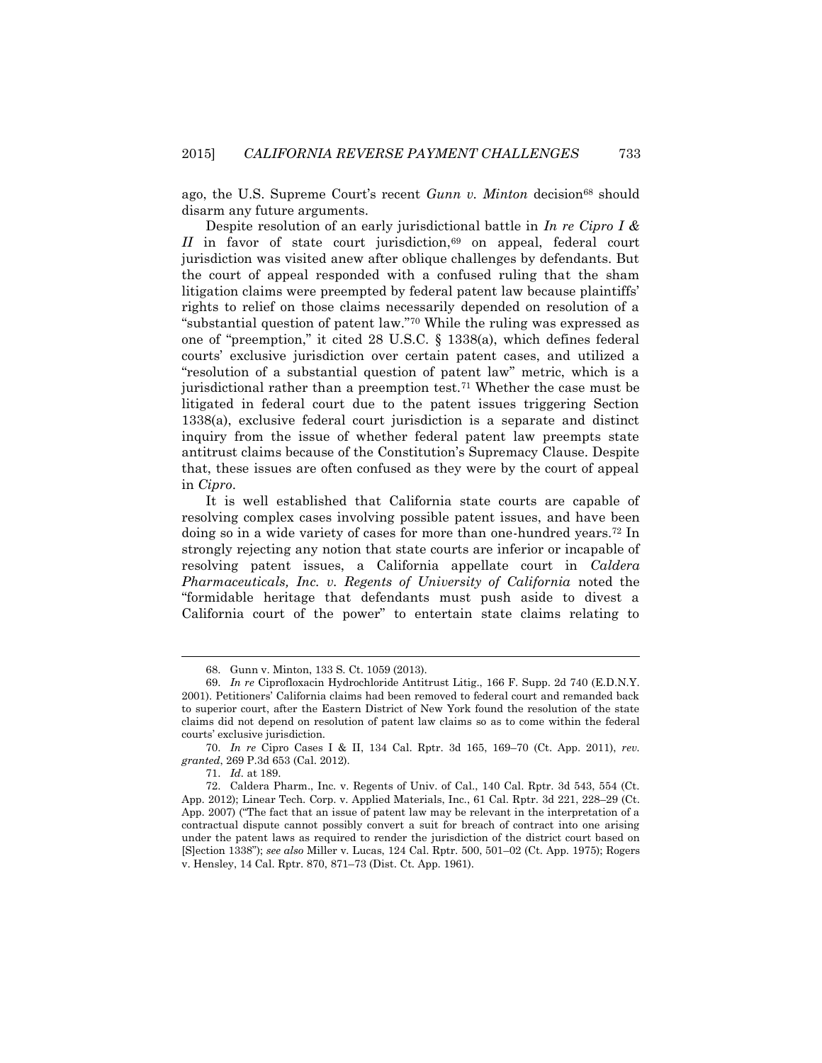ago, the U.S. Supreme Court's recent *Gunn v. Minton* decision[68] should disarm any future arguments.

Despite resolution of an early jurisdictional battle in *In re Cipro I & II* in favor of state court jurisdiction,[69] on appeal, federal court jurisdiction was visited anew after oblique challenges by defendants. But the court of appeal responded with a confused ruling that the sham litigation claims were preempted by federal patent law because plaintiffs' rights to relief on those claims necessarily depended on resolution of a "substantial question of patent law."[70] While the ruling was expressed as one of "preemption," it cited 28 U.S.C. § 1338(a), which defines federal courts' exclusive jurisdiction over certain patent cases, and utilized a "resolution of a substantial question of patent law" metric, which is a jurisdictional rather than a preemption test.[71] Whether the case must be litigated in federal court due to the patent issues triggering Section 1338(a), exclusive federal court jurisdiction is a separate and distinct inquiry from the issue of whether federal patent law preempts state antitrust claims because of the Constitution's Supremacy Clause. Despite that, these issues are often confused as they were by the court of appeal in *Cipro*.

It is well established that California state courts are capable of resolving complex cases involving possible patent issues, and have been doing so in a wide variety of cases for more than one-hundred years.[72] In strongly rejecting any notion that state courts are inferior or incapable of resolving patent issues, a California appellate court in *Caldera Pharmaceuticals, Inc. v. Regents of University of California* noted the "formidable heritage that defendants must push aside to divest a California court of the power" to entertain state claims relating to

---

68. Gunn v. Minton, 133 S. Ct. 1059 (2013).

69. *In re* Ciprofloxacin Hydrochloride Antitrust Litig., 166 F. Supp. 2d 740 (E.D.N.Y. 2001). Petitioners' California claims had been removed to federal court and remanded back to superior court, after the Eastern District of New York found the resolution of the state claims did not depend on resolution of patent law claims so as to come within the federal courts' exclusive jurisdiction.

70. *In re* Cipro Cases I & II, 134 Cal. Rptr. 3d 165, 169–70 (Ct. App. 2011), *rev. granted*, 269 P.3d 653 (Cal. 2012).

71. *Id.* at 189.

72. Caldera Pharm., Inc. v. Regents of Univ. of Cal., 140 Cal. Rptr. 3d 543, 554 (Ct. App. 2012); Linear Tech. Corp. v. Applied Materials, Inc., 61 Cal. Rptr. 3d 221, 228–29 (Ct. App. 2007) ("The fact that an issue of patent law may be relevant in the interpretation of a contractual dispute cannot possibly convert a suit for breach of contract into one arising under the patent laws as required to render the jurisdiction of the district court based on [S]ection 1338"); *see also* Miller v. Lucas, 124 Cal. Rptr. 500, 501–02 (Ct. App. 1975); Rogers v. Hensley, 14 Cal. Rptr. 870, 871–73 (Dist. Ct. App. 1961).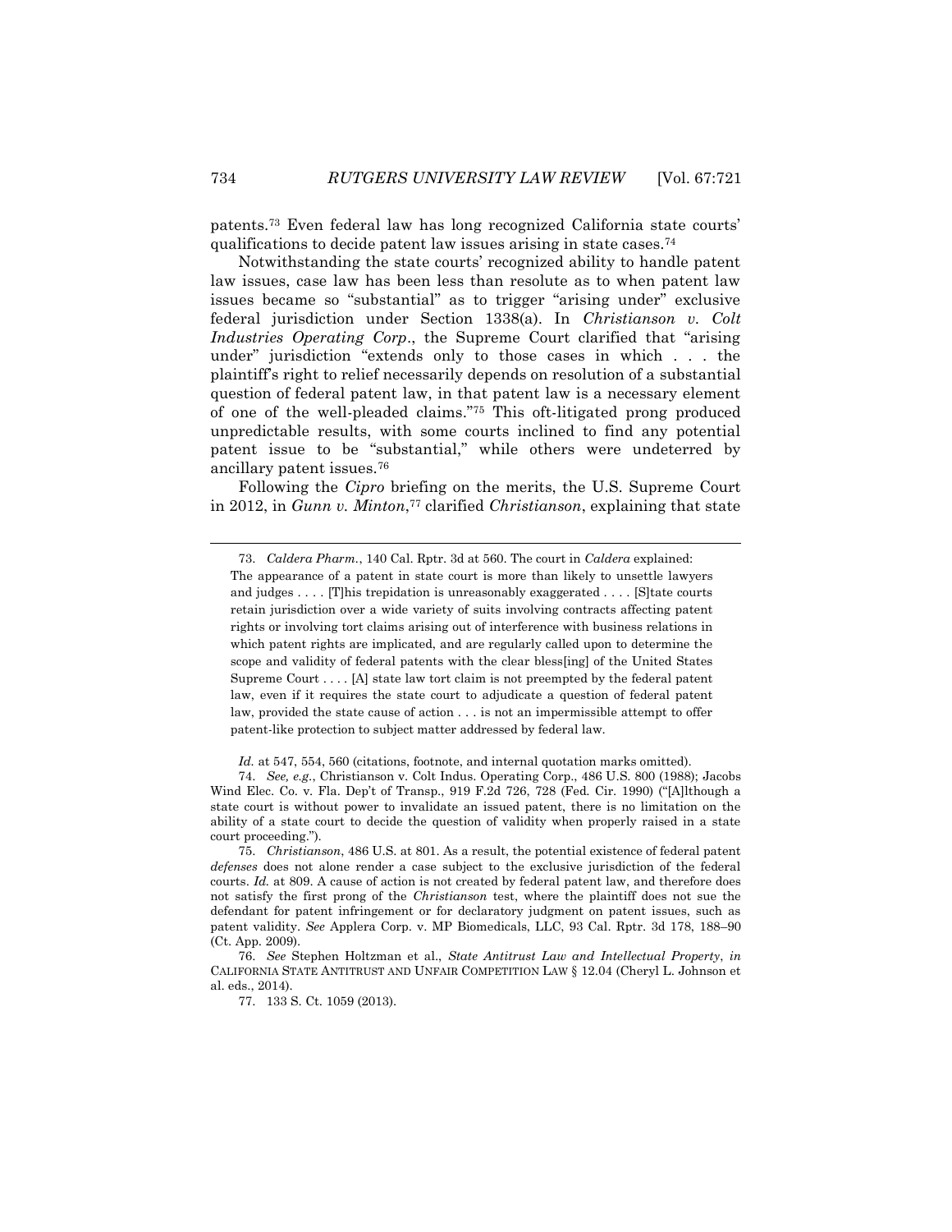patents.[73] Even federal law has long recognized California state courts' qualifications to decide patent law issues arising in state cases.[74]

Notwithstanding the state courts' recognized ability to handle patent law issues, case law has been less than resolute as to when patent law issues became so "substantial" as to trigger "arising under" exclusive federal jurisdiction under Section 1338(a). In *Christianson v. Colt Industries Operating Corp*., the Supreme Court clarified that "arising under" jurisdiction "extends only to those cases in which . . . the plaintiff's right to relief necessarily depends on resolution of a substantial question of federal patent law, in that patent law is a necessary element of one of the well-pleaded claims."[75] This oft-litigated prong produced unpredictable results, with some courts inclined to find any potential patent issue to be "substantial," while others were undeterred by ancillary patent issues.[76]

Following the *Cipro* briefing on the merits, the U.S. Supreme Court in 2012, in *Gunn v. Minton*,[77] clarified *Christianson*, explaining that state

---

73. *Caldera Pharm.*, 140 Cal. Rptr. 3d at 560. The court in *Caldera* explained:

> The appearance of a patent in state court is more than likely to unsettle lawyers and judges . . . . [T]his trepidation is unreasonably exaggerated . . . . [S]tate courts retain jurisdiction over a wide variety of suits involving contracts affecting patent rights or involving tort claims arising out of interference with business relations in which patent rights are implicated, and are regularly called upon to determine the scope and validity of federal patents with the clear bless[ing] of the United States Supreme Court . . . . [A] state law tort claim is not preempted by the federal patent law, even if it requires the state court to adjudicate a question of federal patent law, provided the state cause of action . . . is not an impermissible attempt to offer patent-like protection to subject matter addressed by federal law.

*Id.* at 547, 554, 560 (citations, footnote, and internal quotation marks omitted).

74. *See, e.g.*, Christianson v. Colt Indus. Operating Corp., 486 U.S. 800 (1988); Jacobs Wind Elec. Co. v. Fla. Dep't of Transp., 919 F.2d 726, 728 (Fed. Cir. 1990) ("[A]lthough a state court is without power to invalidate an issued patent, there is no limitation on the ability of a state court to decide the question of validity when properly raised in a state court proceeding.").

75. *Christianson*, 486 U.S. at 801. As a result, the potential existence of federal patent *defenses* does not alone render a case subject to the exclusive jurisdiction of the federal courts. *Id.* at 809. A cause of action is not created by federal patent law, and therefore does not satisfy the first prong of the *Christianson* test, where the plaintiff does not sue the defendant for patent infringement or for declaratory judgment on patent issues, such as patent validity. *See* Applera Corp. v. MP Biomedicals, LLC, 93 Cal. Rptr. 3d 178, 188–90 (Ct. App. 2009).

76. *See* Stephen Holtzman et al., *State Antitrust Law and Intellectual Property*, *in* CALIFORNIA STATE ANTITRUST AND UNFAIR COMPETITION LAW § 12.04 (Cheryl L. Johnson et al. eds., 2014).

77. 133 S. Ct. 1059 (2013).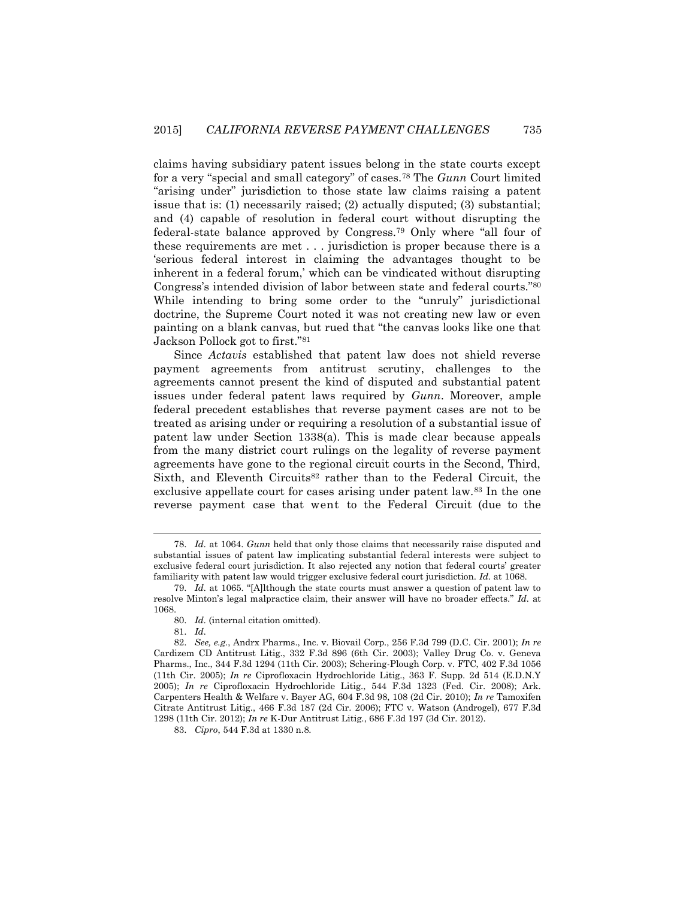claims having subsidiary patent issues belong in the state courts except for a very "special and small category" of cases.[78] The *Gunn* Court limited "arising under" jurisdiction to those state law claims raising a patent issue that is: (1) necessarily raised; (2) actually disputed; (3) substantial; and (4) capable of resolution in federal court without disrupting the federal-state balance approved by Congress.[79] Only where "all four of these requirements are met . . . jurisdiction is proper because there is a 'serious federal interest in claiming the advantages thought to be inherent in a federal forum,' which can be vindicated without disrupting Congress's intended division of labor between state and federal courts."[80] While intending to bring some order to the "unruly" jurisdictional doctrine, the Supreme Court noted it was not creating new law or even painting on a blank canvas, but rued that "the canvas looks like one that Jackson Pollock got to first."[81]

Since *Actavis* established that patent law does not shield reverse payment agreements from antitrust scrutiny, challenges to the agreements cannot present the kind of disputed and substantial patent issues under federal patent laws required by *Gunn*. Moreover, ample federal precedent establishes that reverse payment cases are not to be treated as arising under or requiring a resolution of a substantial issue of patent law under Section 1338(a). This is made clear because appeals from the many district court rulings on the legality of reverse payment agreements have gone to the regional circuit courts in the Second, Third, Sixth, and Eleventh Circuits[82] rather than to the Federal Circuit, the exclusive appellate court for cases arising under patent law.[83] In the one reverse payment case that went to the Federal Circuit (due to the

---

78. *Id.* at 1064. *Gunn* held that only those claims that necessarily raise disputed and substantial issues of patent law implicating substantial federal interests were subject to exclusive federal court jurisdiction. It also rejected any notion that federal courts' greater familiarity with patent law would trigger exclusive federal court jurisdiction. *Id.* at 1068.

79. *Id.* at 1065. "[A]lthough the state courts must answer a question of patent law to resolve Minton's legal malpractice claim, their answer will have no broader effects." *Id.* at 1068.

80. *Id.* (internal citation omitted).

81. *Id.*

82. *See, e.g.*, Andrx Pharms., Inc. v. Biovail Corp., 256 F.3d 799 (D.C. Cir. 2001); *In re* Cardizem CD Antitrust Litig., 332 F.3d 896 (6th Cir. 2003); Valley Drug Co. v. Geneva Pharms., Inc., 344 F.3d 1294 (11th Cir. 2003); Schering-Plough Corp. v. FTC, 402 F.3d 1056 (11th Cir. 2005); *In re* Ciprofloxacin Hydrochloride Litig., 363 F. Supp. 2d 514 (E.D.N.Y 2005); *In re* Ciprofloxacin Hydrochloride Litig., 544 F.3d 1323 (Fed. Cir. 2008); Ark. Carpenters Health & Welfare v. Bayer AG, 604 F.3d 98, 108 (2d Cir. 2010); *In re* Tamoxifen Citrate Antitrust Litig., 466 F.3d 187 (2d Cir. 2006); FTC v. Watson (Androgel), 677 F.3d 1298 (11th Cir. 2012); *In re* K-Dur Antitrust Litig., 686 F.3d 197 (3d Cir. 2012).

83. *Cipro*, 544 F.3d at 1330 n.8.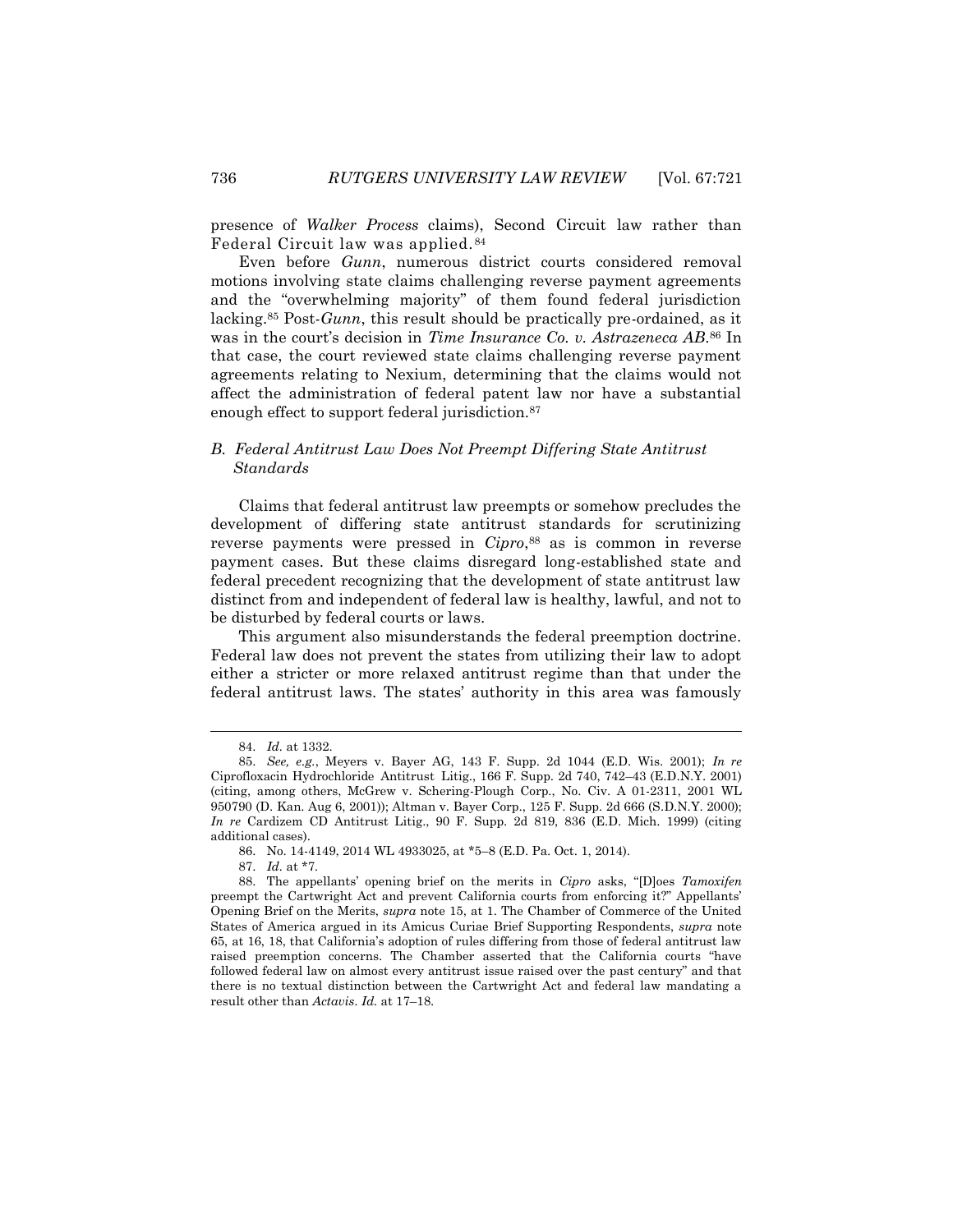presence of *Walker Process* claims), Second Circuit law rather than Federal Circuit law was applied.[84]

Even before *Gunn*, numerous district courts considered removal motions involving state claims challenging reverse payment agreements and the "overwhelming majority" of them found federal jurisdiction lacking.[85] Post-*Gunn*, this result should be practically pre-ordained, as it was in the court's decision in *Time Insurance Co. v. Astrazeneca AB*.[86] In that case, the court reviewed state claims challenging reverse payment agreements relating to Nexium, determining that the claims would not affect the administration of federal patent law nor have a substantial enough effect to support federal jurisdiction.[87]

### *B. Federal Antitrust Law Does Not Preempt Differing State Antitrust Standards*

Claims that federal antitrust law preempts or somehow precludes the development of differing state antitrust standards for scrutinizing reverse payments were pressed in *Cipro*,[88] as is common in reverse payment cases. But these claims disregard long-established state and federal precedent recognizing that the development of state antitrust law distinct from and independent of federal law is healthy, lawful, and not to be disturbed by federal courts or laws.

This argument also misunderstands the federal preemption doctrine. Federal law does not prevent the states from utilizing their law to adopt either a stricter or more relaxed antitrust regime than that under the federal antitrust laws. The states' authority in this area was famously

---

84. *Id.* at 1332.

85. *See, e.g.*, Meyers v. Bayer AG, 143 F. Supp. 2d 1044 (E.D. Wis. 2001); *In re* Ciprofloxacin Hydrochloride Antitrust Litig., 166 F. Supp. 2d 740, 742–43 (E.D.N.Y. 2001) (citing, among others, McGrew v. Schering-Plough Corp., No. Civ. A 01-2311, 2001 WL 950790 (D. Kan. Aug 6, 2001)); Altman v. Bayer Corp., 125 F. Supp. 2d 666 (S.D.N.Y. 2000); *In re* Cardizem CD Antitrust Litig., 90 F. Supp. 2d 819, 836 (E.D. Mich. 1999) (citing additional cases).

86. No. 14-4149, 2014 WL 4933025, at *5–8 (E.D. Pa. Oct. 1, 2014).

87. *Id.* at *7.

88. The appellants' opening brief on the merits in *Cipro* asks, "[D]oes *Tamoxifen* preempt the Cartwright Act and prevent California courts from enforcing it?" Appellants' Opening Brief on the Merits, *supra* note 15, at 1. The Chamber of Commerce of the United States of America argued in its Amicus Curiae Brief Supporting Respondents, *supra* note 65, at 16, 18, that California's adoption of rules differing from those of federal antitrust law raised preemption concerns. The Chamber asserted that the California courts "have followed federal law on almost every antitrust issue raised over the past century" and that there is no textual distinction between the Cartwright Act and federal law mandating a result other than *Actavis*. *Id.* at 17–18.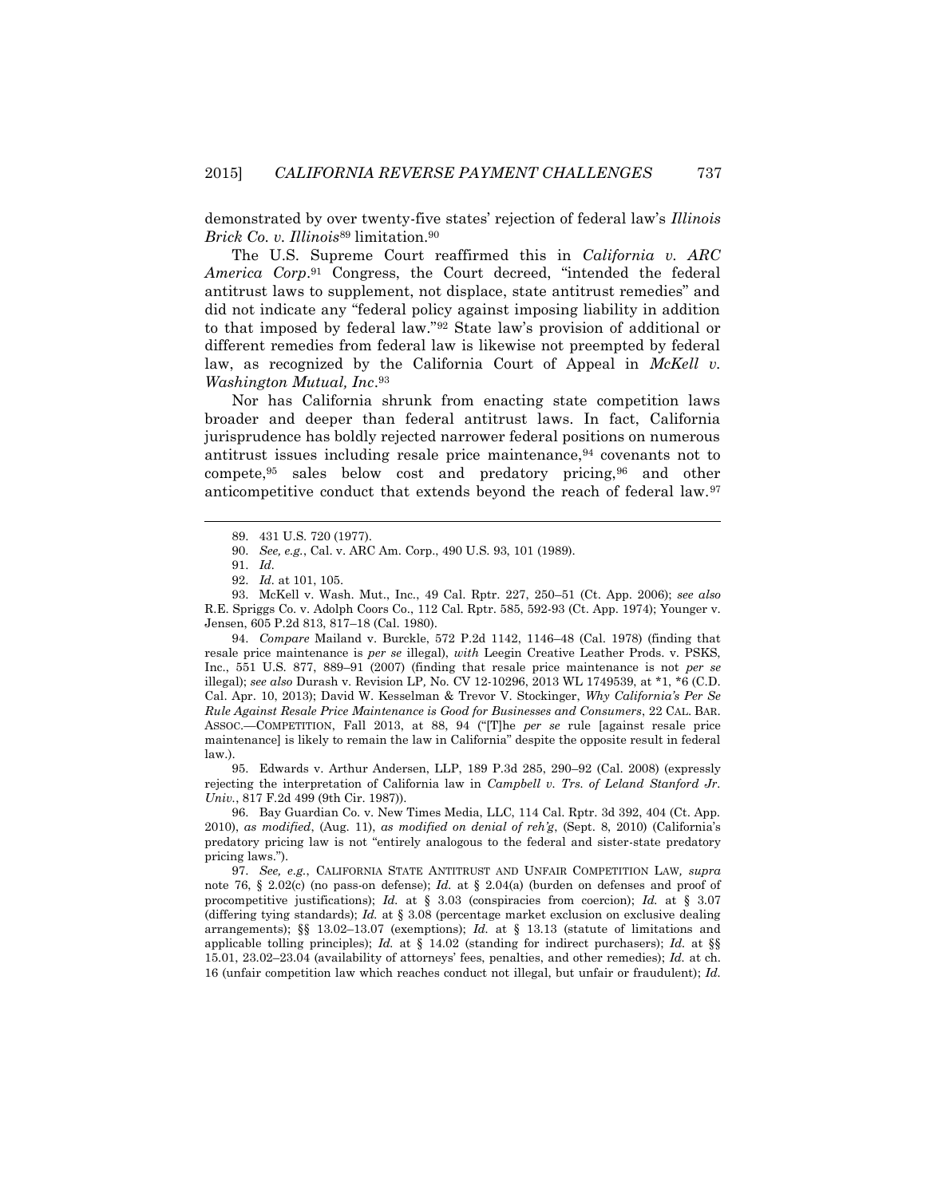demonstrated by over twenty-five states' rejection of federal law's *Illinois Brick Co. v. Illinois*[89] limitation.[90]

The U.S. Supreme Court reaffirmed this in *California v. ARC America Corp*.[91] Congress, the Court decreed, "intended the federal antitrust laws to supplement, not displace, state antitrust remedies" and did not indicate any "federal policy against imposing liability in addition to that imposed by federal law."[92] State law's provision of additional or different remedies from federal law is likewise not preempted by federal law, as recognized by the California Court of Appeal in *McKell v. Washington Mutual, Inc*.[93]

Nor has California shrunk from enacting state competition laws broader and deeper than federal antitrust laws. In fact, California jurisprudence has boldly rejected narrower federal positions on numerous antitrust issues including resale price maintenance,[94] covenants not to compete,[95] sales below cost and predatory pricing,[96] and other anticompetitive conduct that extends beyond the reach of federal law.[97]

---

89. 431 U.S. 720 (1977).

90. *See, e.g.*, Cal. v. ARC Am. Corp., 490 U.S. 93, 101 (1989).

91. *Id.*

92. *Id.* at 101, 105.

93. McKell v. Wash. Mut., Inc., 49 Cal. Rptr. 227, 250–51 (Ct. App. 2006); *see also* R.E. Spriggs Co. v. Adolph Coors Co., 112 Cal. Rptr. 585, 592-93 (Ct. App. 1974); Younger v. Jensen, 605 P.2d 813, 817–18 (Cal. 1980).

94. *Compare* Mailand v. Burckle, 572 P.2d 1142, 1146–48 (Cal. 1978) (finding that resale price maintenance is *per se* illegal), *with* Leegin Creative Leather Prods. v. PSKS, Inc., 551 U.S. 877, 889–91 (2007) (finding that resale price maintenance is not *per se* illegal); *see also* Durash v. Revision LP, No. CV 12-10296, 2013 WL 1749539, at *1, *6 (C.D. Cal. Apr. 10, 2013); David W. Kesselman & Trevor V. Stockinger, *Why California's Per Se Rule Against Resale Price Maintenance is Good for Businesses and Consumers*, 22 CAL. BAR. ASSOC.—COMPETITION, Fall 2013, at 88, 94 ("[T]he *per se* rule [against resale price maintenance] is likely to remain the law in California" despite the opposite result in federal law.).

95. Edwards v. Arthur Andersen, LLP, 189 P.3d 285, 290–92 (Cal. 2008) (expressly rejecting the interpretation of California law in *Campbell v. Trs. of Leland Stanford Jr. Univ.*, 817 F.2d 499 (9th Cir. 1987)).

96. Bay Guardian Co. v. New Times Media, LLC, 114 Cal. Rptr. 3d 392, 404 (Ct. App. 2010), *as modified*, (Aug. 11), *as modified on denial of reh'g*, (Sept. 8, 2010) (California's predatory pricing law is not "entirely analogous to the federal and sister-state predatory pricing laws.").

97. *See, e.g.*, CALIFORNIA STATE ANTITRUST AND UNFAIR COMPETITION LAW*, supra* note 76, § 2.02(c) (no pass-on defense); *Id.* at § 2.04(a) (burden on defenses and proof of procompetitive justifications); *Id.* at § 3.03 (conspiracies from coercion); *Id.* at § 3.07 (differing tying standards); *Id.* at § 3.08 (percentage market exclusion on exclusive dealing arrangements); §§ 13.02–13.07 (exemptions); *Id.* at § 13.13 (statute of limitations and applicable tolling principles); *Id.* at § 14.02 (standing for indirect purchasers); *Id.* at §§ 15.01, 23.02–23.04 (availability of attorneys' fees, penalties, and other remedies); *Id.* at ch. 16 (unfair competition law which reaches conduct not illegal, but unfair or fraudulent); *Id.*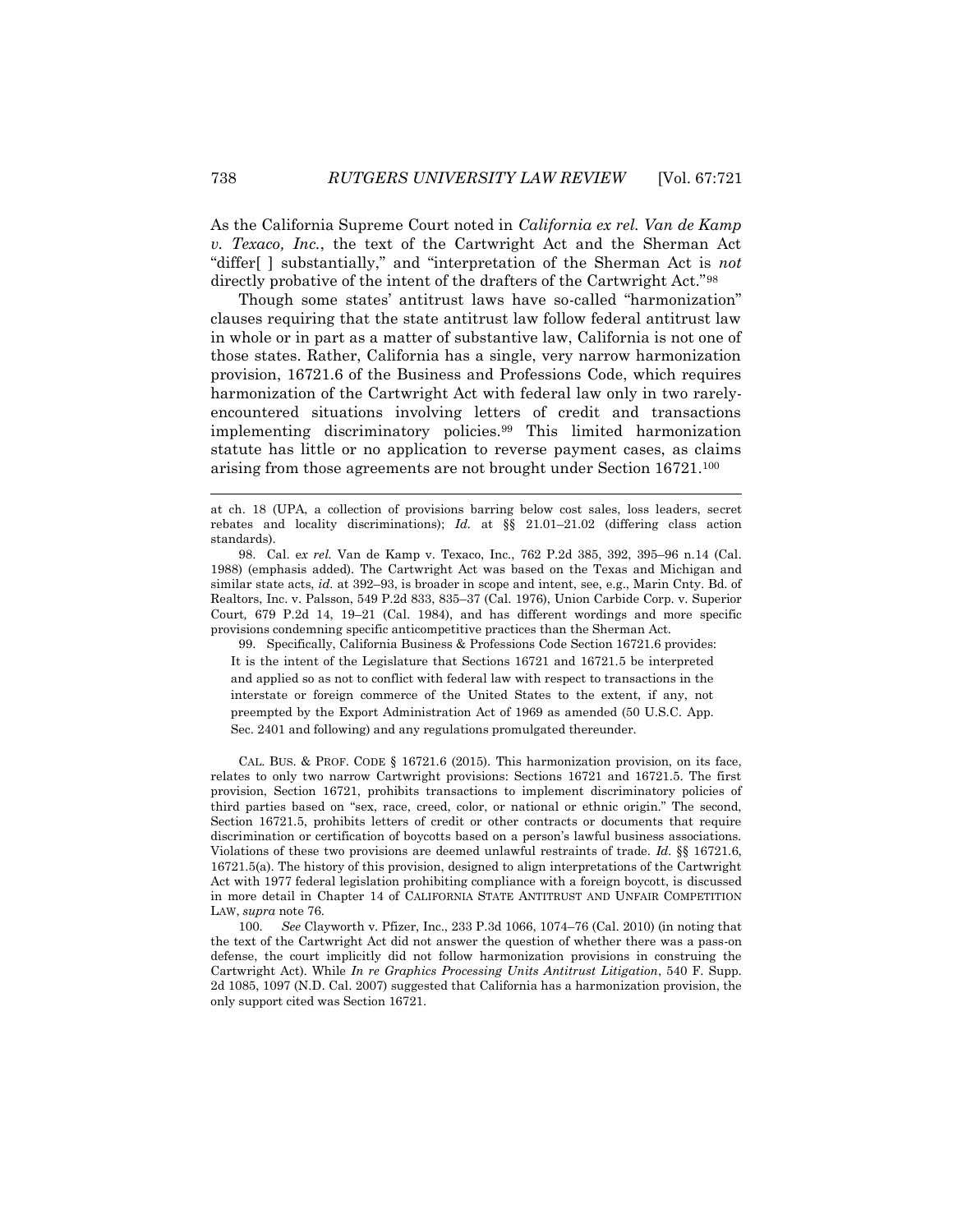As the California Supreme Court noted in *California ex rel. Van de Kamp v. Texaco, Inc.*, the text of the Cartwright Act and the Sherman Act "differ[ ] substantially," and "interpretation of the Sherman Act is *not* directly probative of the intent of the drafters of the Cartwright Act."[98]

Though some states' antitrust laws have so-called "harmonization" clauses requiring that the state antitrust law follow federal antitrust law in whole or in part as a matter of substantive law, California is not one of those states. Rather, California has a single, very narrow harmonization provision, 16721.6 of the Business and Professions Code, which requires harmonization of the Cartwright Act with federal law only in two rarely-encountered situations involving letters of credit and transactions implementing discriminatory policies.[99] This limited harmonization statute has little or no application to reverse payment cases, as claims arising from those agreements are not brought under Section 16721.[100]

---

at ch. 18 (UPA, a collection of provisions barring below cost sales, loss leaders, secret rebates and locality discriminations); *Id.* at §§ 21.01–21.02 (differing class action standards).

98. Cal. e*x rel.* Van de Kamp v. Texaco, Inc., 762 P.2d 385, 392, 395–96 n.14 (Cal. 1988) (emphasis added). The Cartwright Act was based on the Texas and Michigan and similar state acts, *id.* at 392–93, is broader in scope and intent, see, e.g., Marin Cnty. Bd. of Realtors, Inc. v. Palsson, 549 P.2d 833, 835–37 (Cal. 1976), Union Carbide Corp. v. Superior Court*,* 679 P.2d 14, 19–21 (Cal. 1984), and has different wordings and more specific provisions condemning specific anticompetitive practices than the Sherman Act.

99. Specifically, California Business & Professions Code Section 16721.6 provides:

> It is the intent of the Legislature that Sections 16721 and 16721.5 be interpreted and applied so as not to conflict with federal law with respect to transactions in the interstate or foreign commerce of the United States to the extent, if any, not preempted by the Export Administration Act of 1969 as amended (50 U.S.C. App. Sec. 2401 and following) and any regulations promulgated thereunder.

CAL. BUS. & PROF. CODE § 16721.6 (2015). This harmonization provision, on its face, relates to only two narrow Cartwright provisions: Sections 16721 and 16721.5. The first provision, Section 16721, prohibits transactions to implement discriminatory policies of third parties based on "sex, race, creed, color, or national or ethnic origin." The second, Section 16721.5, prohibits letters of credit or other contracts or documents that require discrimination or certification of boycotts based on a person's lawful business associations. Violations of these two provisions are deemed unlawful restraints of trade. *Id.* §§ 16721.6, 16721.5(a). The history of this provision, designed to align interpretations of the Cartwright Act with 1977 federal legislation prohibiting compliance with a foreign boycott, is discussed in more detail in Chapter 14 of CALIFORNIA STATE ANTITRUST AND UNFAIR COMPETITION LAW, *supra* note 76.

100. *See* Clayworth v. Pfizer, Inc., 233 P.3d 1066, 1074–76 (Cal. 2010) (in noting that the text of the Cartwright Act did not answer the question of whether there was a pass-on defense, the court implicitly did not follow harmonization provisions in construing the Cartwright Act). While *In re Graphics Processing Units Antitrust Litigation*, 540 F. Supp. 2d 1085, 1097 (N.D. Cal. 2007) suggested that California has a harmonization provision, the only support cited was Section 16721.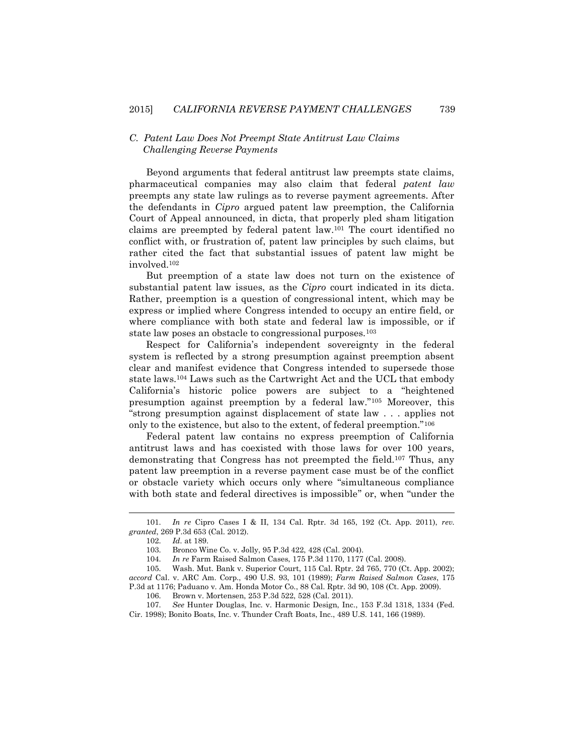### C. Patent Law Does Not Preempt State Antitrust Law Claims Challenging Reverse Payments

Beyond arguments that federal antitrust law preempts state claims, pharmaceutical companies may also claim that federal *patent law* preempts any state law rulings as to reverse payment agreements. After the defendants in *Cipro* argued patent law preemption, the California Court of Appeal announced, in dicta, that properly pled sham litigation claims are preempted by federal patent law.[101] The court identified no conflict with, or frustration of, patent law principles by such claims, but rather cited the fact that substantial issues of patent law might be involved.[102]

But preemption of a state law does not turn on the existence of substantial patent law issues, as the *Cipro* court indicated in its dicta. Rather, preemption is a question of congressional intent, which may be express or implied where Congress intended to occupy an entire field, or where compliance with both state and federal law is impossible, or if state law poses an obstacle to congressional purposes.[103]

Respect for California's independent sovereignty in the federal system is reflected by a strong presumption against preemption absent clear and manifest evidence that Congress intended to supersede those state laws.[104] Laws such as the Cartwright Act and the UCL that embody California's historic police powers are subject to a "heightened presumption against preemption by a federal law."[105] Moreover, this "strong presumption against displacement of state law . . . applies not only to the existence, but also to the extent, of federal preemption."[106]

Federal patent law contains no express preemption of California antitrust laws and has coexisted with those laws for over 100 years, demonstrating that Congress has not preempted the field.[107] Thus, any patent law preemption in a reverse payment case must be of the conflict or obstacle variety which occurs only where "simultaneous compliance with both state and federal directives is impossible" or, when "under the

---

101. *In re* Cipro Cases I & II, 134 Cal. Rptr. 3d 165, 192 (Ct. App. 2011), *rev. granted*, 269 P.3d 653 (Cal. 2012).

102. *Id.* at 189.

103. Bronco Wine Co. v. Jolly, 95 P.3d 422, 428 (Cal. 2004).

104. *In re* Farm Raised Salmon Cases, 175 P.3d 1170, 1177 (Cal. 2008).

105. Wash. Mut. Bank v. Superior Court, 115 Cal. Rptr. 2d 765, 770 (Ct. App. 2002); *accord* Cal. v. ARC Am. Corp., 490 U.S. 93, 101 (1989); *Farm Raised Salmon Cases*, 175 P.3d at 1176; Paduano v. Am. Honda Motor Co., 88 Cal. Rptr. 3d 90, 108 (Ct. App. 2009).

106. Brown v. Mortensen, 253 P.3d 522, 528 (Cal. 2011).

107. *See* Hunter Douglas, Inc. v. Harmonic Design, Inc., 153 F.3d 1318, 1334 (Fed. Cir. 1998); Bonito Boats, Inc. v. Thunder Craft Boats, Inc., 489 U.S. 141, 166 (1989).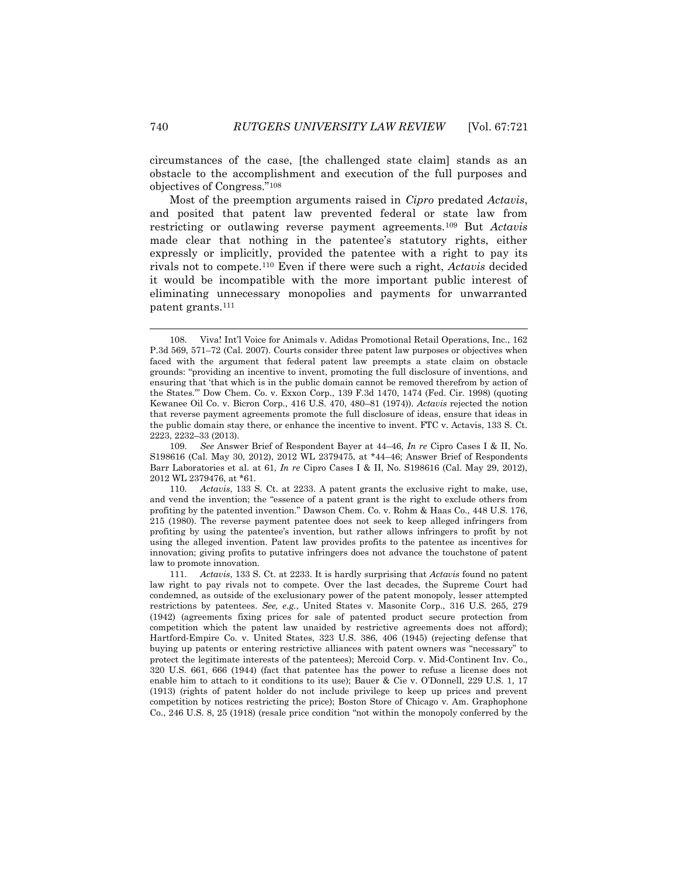circumstances of the case, [the challenged state claim] stands as an obstacle to the accomplishment and execution of the full purposes and objectives of Congress."[108]

Most of the preemption arguments raised in *Cipro* predated *Actavis*, and posited that patent law prevented federal or state law from restricting or outlawing reverse payment agreements.[109] But *Actavis* made clear that nothing in the patentee's statutory rights, either expressly or implicitly, provided the patentee with a right to pay its rivals not to compete.[110] Even if there were such a right, *Actavis* decided it would be incompatible with the more important public interest of eliminating unnecessary monopolies and payments for unwarranted patent grants.[111]

---

108. Viva! Int'l Voice for Animals v. Adidas Promotional Retail Operations, Inc., 162 P.3d 569, 571–72 (Cal. 2007). Courts consider three patent law purposes or objectives when faced with the argument that federal patent law preempts a state claim on obstacle grounds: "providing an incentive to invent, promoting the full disclosure of inventions, and ensuring that 'that which is in the public domain cannot be removed therefrom by action of the States.'" Dow Chem. Co. v. Exxon Corp., 139 F.3d 1470, 1474 (Fed. Cir. 1998) (quoting Kewanee Oil Co. v. Bicron Corp., 416 U.S. 470, 480–81 (1974)). *Actavis* rejected the notion that reverse payment agreements promote the full disclosure of ideas, ensure that ideas in the public domain stay there, or enhance the incentive to invent. FTC v. Actavis, 133 S. Ct. 2223, 2232–33 (2013).

109. *See* Answer Brief of Respondent Bayer at 44–46, *In re* Cipro Cases I & II, No. S198616 (Cal. May 30, 2012), 2012 WL 2379475, at \*44–46; Answer Brief of Respondents Barr Laboratories et al. at 61, *In re* Cipro Cases I & II, No. S198616 (Cal. May 29, 2012), 2012 WL 2379476, at \*61.

110. *Actavis*, 133 S. Ct. at 2233. A patent grants the exclusive right to make, use, and vend the invention; the "essence of a patent grant is the right to exclude others from profiting by the patented invention." Dawson Chem. Co. v. Rohm & Haas Co., 448 U.S. 176, 215 (1980). The reverse payment patentee does not seek to keep alleged infringers from profiting by using the patentee's invention, but rather allows infringers to profit by not using the alleged invention. Patent law provides profits to the patentee as incentives for innovation; giving profits to putative infringers does not advance the touchstone of patent law to promote innovation.

111. *Actavis*, 133 S. Ct. at 2233. It is hardly surprising that *Actavis* found no patent law right to pay rivals not to compete. Over the last decades, the Supreme Court had condemned, as outside of the exclusionary power of the patent monopoly, lesser attempted restrictions by patentees. *See, e.g.*, United States v. Masonite Corp., 316 U.S. 265, 279 (1942) (agreements fixing prices for sale of patented product secure protection from competition which the patent law unaided by restrictive agreements does not afford); Hartford-Empire Co. v. United States, 323 U.S. 386, 406 (1945) (rejecting defense that buying up patents or entering restrictive alliances with patent owners was "necessary" to protect the legitimate interests of the patentees); Mercoid Corp. v. Mid-Continent Inv. Co., 320 U.S. 661, 666 (1944) (fact that patentee has the power to refuse a license does not enable him to attach to it conditions to its use); Bauer & Cie v. O'Donnell, 229 U.S. 1, 17 (1913) (rights of patent holder do not include privilege to keep up prices and prevent competition by notices restricting the price); Boston Store of Chicago v. Am. Graphophone Co., 246 U.S. 8, 25 (1918) (resale price condition "not within the monopoly conferred by the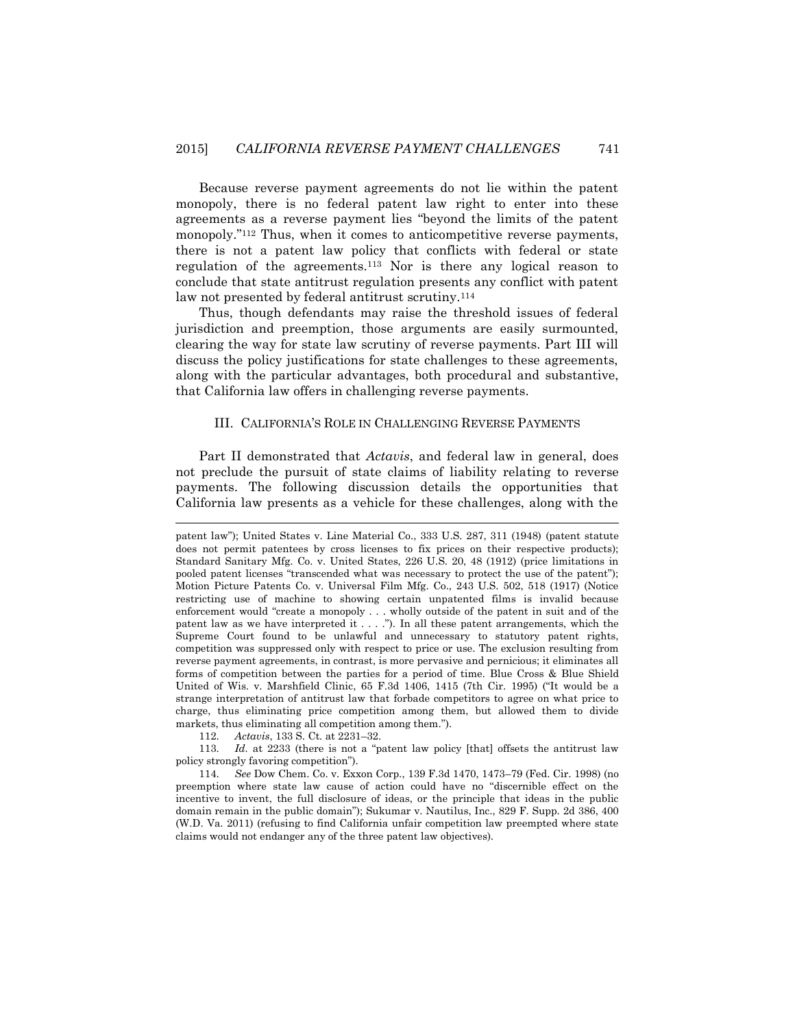Because reverse payment agreements do not lie within the patent monopoly, there is no federal patent law right to enter into these agreements as a reverse payment lies "beyond the limits of the patent monopoly."[112] Thus, when it comes to anticompetitive reverse payments, there is not a patent law policy that conflicts with federal or state regulation of the agreements.[113] Nor is there any logical reason to conclude that state antitrust regulation presents any conflict with patent law not presented by federal antitrust scrutiny.[114]

Thus, though defendants may raise the threshold issues of federal jurisdiction and preemption, those arguments are easily surmounted, clearing the way for state law scrutiny of reverse payments. Part III will discuss the policy justifications for state challenges to these agreements, along with the particular advantages, both procedural and substantive, that California law offers in challenging reverse payments.

## III. CALIFORNIA'S ROLE IN CHALLENGING REVERSE PAYMENTS

Part II demonstrated that *Actavis*, and federal law in general, does not preclude the pursuit of state claims of liability relating to reverse payments. The following discussion details the opportunities that California law presents as a vehicle for these challenges, along with the

---

patent law"); United States v. Line Material Co., 333 U.S. 287, 311 (1948) (patent statute does not permit patentees by cross licenses to fix prices on their respective products); Standard Sanitary Mfg. Co. v. United States, 226 U.S. 20, 48 (1912) (price limitations in pooled patent licenses "transcended what was necessary to protect the use of the patent"); Motion Picture Patents Co. v. Universal Film Mfg. Co., 243 U.S. 502, 518 (1917) (Notice restricting use of machine to showing certain unpatented films is invalid because enforcement would "create a monopoly . . . wholly outside of the patent in suit and of the patent law as we have interpreted it . . . ."). In all these patent arrangements, which the Supreme Court found to be unlawful and unnecessary to statutory patent rights, competition was suppressed only with respect to price or use. The exclusion resulting from reverse payment agreements, in contrast, is more pervasive and pernicious; it eliminates all forms of competition between the parties for a period of time. Blue Cross & Blue Shield United of Wis. v. Marshfield Clinic, 65 F.3d 1406, 1415 (7th Cir. 1995) ("It would be a strange interpretation of antitrust law that forbade competitors to agree on what price to charge, thus eliminating price competition among them, but allowed them to divide markets, thus eliminating all competition among them.").

112. *Actavis*, 133 S. Ct. at 2231–32.

113. *Id*. at 2233 (there is not a "patent law policy [that] offsets the antitrust law policy strongly favoring competition").

114. *See* Dow Chem. Co. v. Exxon Corp., 139 F.3d 1470, 1473–79 (Fed. Cir. 1998) (no preemption where state law cause of action could have no "discernible effect on the incentive to invent, the full disclosure of ideas, or the principle that ideas in the public domain remain in the public domain"); Sukumar v. Nautilus, Inc., 829 F. Supp. 2d 386, 400 (W.D. Va. 2011) (refusing to find California unfair competition law preempted where state claims would not endanger any of the three patent law objectives).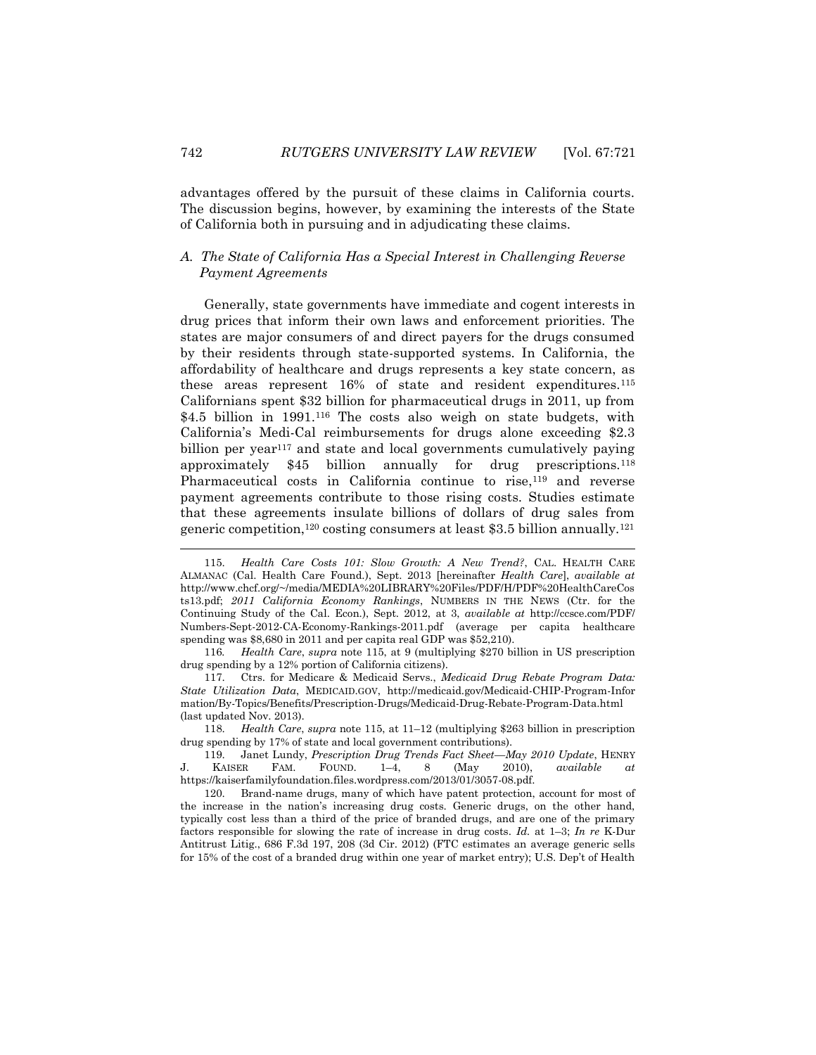advantages offered by the pursuit of these claims in California courts. The discussion begins, however, by examining the interests of the State of California both in pursuing and in adjudicating these claims.

### *A. The State of California Has a Special Interest in Challenging Reverse Payment Agreements*

Generally, state governments have immediate and cogent interests in drug prices that inform their own laws and enforcement priorities. The states are major consumers of and direct payers for the drugs consumed by their residents through state-supported systems. In California, the affordability of healthcare and drugs represents a key state concern, as these areas represent 16% of state and resident expenditures.[115] Californians spent $32 billion for pharmaceutical drugs in 2011, up from $4.5 billion in 1991.[116] The costs also weigh on state budgets, with California's Medi-Cal reimbursements for drugs alone exceeding $2.3 billion per year[117] and state and local governments cumulatively paying approximately $45 billion annually for drug prescriptions.[118] Pharmaceutical costs in California continue to rise,[119] and reverse payment agreements contribute to those rising costs. Studies estimate that these agreements insulate billions of dollars of drug sales from generic competition,[120] costing consumers at least $3.5 billion annually.[121]

---

115. *Health Care Costs 101: Slow Growth: A New Trend?*, CAL. HEALTH CARE ALMANAC (Cal. Health Care Found.), Sept. 2013 [hereinafter *Health Care*], *available at* http://www.chcf.org/~/media/MEDIA%20LIBRARY%20Files/PDF/H/PDF%20HealthCareCosts13.pdf; *2011 California Economy Rankings*, NUMBERS IN THE NEWS (Ctr. for the Continuing Study of the Cal. Econ.), Sept. 2012, at 3, *available at* http://ccsce.com/PDF/Numbers-Sept-2012-CA-Economy-Rankings-2011.pdf (average per capita healthcare spending was $8,680 in 2011 and per capita real GDP was $52,210).

116. *Health Care*, *supra* note 115, at 9 (multiplying $270 billion in US prescription drug spending by a 12% portion of California citizens).

117. Ctrs. for Medicare & Medicaid Servs., *Medicaid Drug Rebate Program Data: State Utilization Data*, MEDICAID.GOV, http://medicaid.gov/Medicaid-CHIP-Program-Information/By-Topics/Benefits/Prescription-Drugs/Medicaid-Drug-Rebate-Program-Data.html (last updated Nov. 2013).

118. *Health Care*, *supra* note 115, at 11–12 (multiplying $263 billion in prescription drug spending by 17% of state and local government contributions).

119. Janet Lundy, *Prescription Drug Trends Fact Sheet—May 2010 Update*, HENRY J. KAISER FAM. FOUND. 1–4, 8 (May 2010), *available at* https://kaiserfamilyfoundation.files.wordpress.com/2013/01/3057-08.pdf.

120. Brand-name drugs, many of which have patent protection, account for most of the increase in the nation's increasing drug costs. Generic drugs, on the other hand, typically cost less than a third of the price of branded drugs, and are one of the primary factors responsible for slowing the rate of increase in drug costs. *Id.* at 1–3; *In re* K-Dur Antitrust Litig., 686 F.3d 197, 208 (3d Cir. 2012) (FTC estimates an average generic sells for 15% of the cost of a branded drug within one year of market entry); U.S. Dep't of Health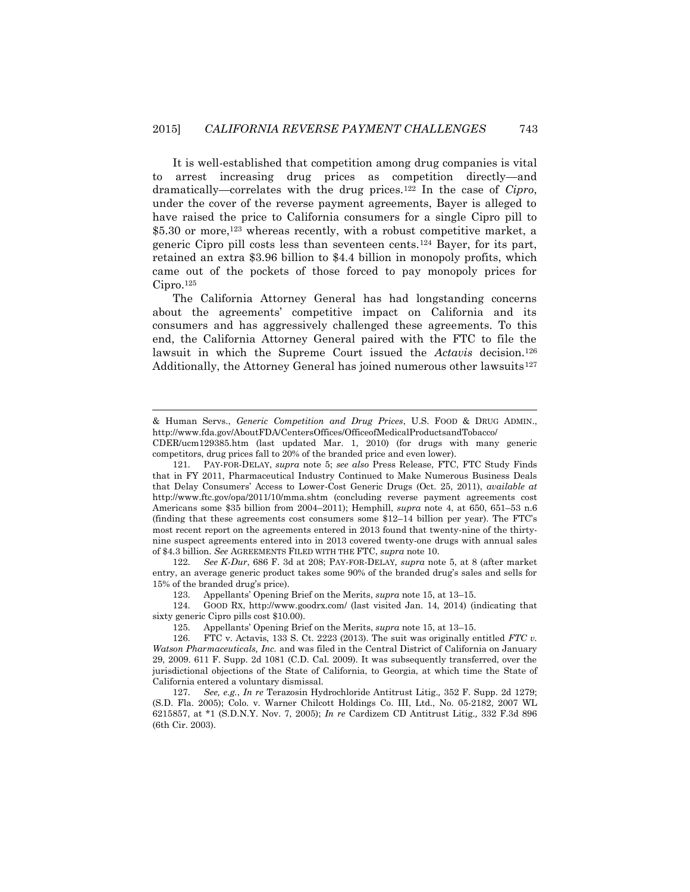It is well-established that competition among drug companies is vital to arrest increasing drug prices as competition directly—and dramatically—correlates with the drug prices.[122] In the case of *Cipro*, under the cover of the reverse payment agreements, Bayer is alleged to have raised the price to California consumers for a single Cipro pill to $5.30 or more,[123] whereas recently, with a robust competitive market, a generic Cipro pill costs less than seventeen cents.[124] Bayer, for its part, retained an extra $3.96 billion to $4.4 billion in monopoly profits, which came out of the pockets of those forced to pay monopoly prices for Cipro.[125]

The California Attorney General has had longstanding concerns about the agreements' competitive impact on California and its consumers and has aggressively challenged these agreements. To this end, the California Attorney General paired with the FTC to file the lawsuit in which the Supreme Court issued the *Actavis* decision.[126] Additionally, the Attorney General has joined numerous other lawsuits[127]

---

& Human Servs., *Generic Competition and Drug Prices*, U.S. FOOD & DRUG ADMIN., http://www.fda.gov/AboutFDA/CentersOffices/OfficeofMedicalProductsandTobacco/CDER/ucm129385.htm (last updated Mar. 1, 2010) (for drugs with many generic competitors, drug prices fall to 20% of the branded price and even lower).

121. PAY-FOR-DELAY, *supra* note 5; *see also* Press Release, FTC, FTC Study Finds that in FY 2011, Pharmaceutical Industry Continued to Make Numerous Business Deals that Delay Consumers' Access to Lower-Cost Generic Drugs (Oct. 25, 2011), *available at* http://www.ftc.gov/opa/2011/10/mma.shtm (concluding reverse payment agreements cost Americans some $35 billion from 2004–2011); Hemphill, *supra* note 4, at 650, 651–53 n.6 (finding that these agreements cost consumers some $12–14 billion per year). The FTC's most recent report on the agreements entered in 2013 found that twenty-nine of the thirty-nine suspect agreements entered into in 2013 covered twenty-one drugs with annual sales of $4.3 billion. *See* AGREEMENTS FILED WITH THE FTC, *supra* note 10.

122. *See K-Dur*, 686 F. 3d at 208; PAY-FOR-DELAY*, supra* note 5, at 8 (after market entry, an average generic product takes some 90% of the branded drug's sales and sells for 15% of the branded drug's price).

123. Appellants' Opening Brief on the Merits, *supra* note 15, at 13–15.

124. GOOD RX, http://www.goodrx.com/ (last visited Jan. 14, 2014) (indicating that sixty generic Cipro pills cost $10.00).

125. Appellants' Opening Brief on the Merits, *supra* note 15, at 13–15.

126. FTC v. Actavis, 133 S. Ct. 2223 (2013). The suit was originally entitled *FTC v. Watson Pharmaceuticals, Inc.* and was filed in the Central District of California on January 29, 2009. 611 F. Supp. 2d 1081 (C.D. Cal. 2009). It was subsequently transferred, over the jurisdictional objections of the State of California, to Georgia, at which time the State of California entered a voluntary dismissal.

127. *See, e.g.*, *In re* Terazosin Hydrochloride Antitrust Litig*.,* 352 F. Supp. 2d 1279; (S.D. Fla. 2005); Colo. v. Warner Chilcott Holdings Co. III, Ltd., No. 05-2182, 2007 WL 6215857, at *1 (S.D.N.Y. Nov. 7, 2005); *In re* Cardizem CD Antitrust Litig*.,* 332 F.3d 896 (6th Cir. 2003).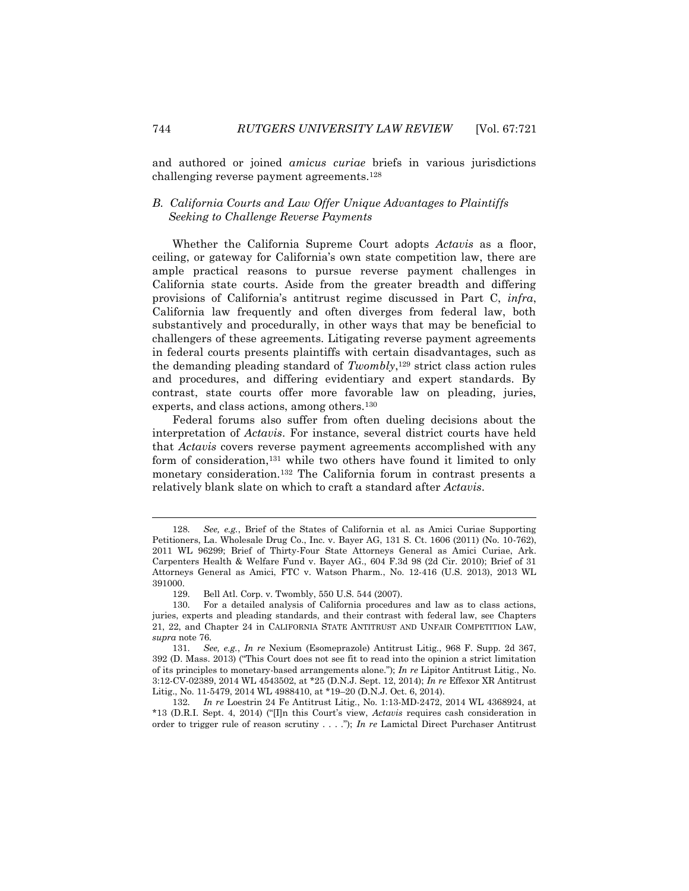and authored or joined *amicus curiae* briefs in various jurisdictions challenging reverse payment agreements.[128]

### *B. California Courts and Law Offer Unique Advantages to Plaintiffs Seeking to Challenge Reverse Payments*

Whether the California Supreme Court adopts *Actavis* as a floor, ceiling, or gateway for California's own state competition law, there are ample practical reasons to pursue reverse payment challenges in California state courts. Aside from the greater breadth and differing provisions of California's antitrust regime discussed in Part C, *infra*, California law frequently and often diverges from federal law, both substantively and procedurally, in other ways that may be beneficial to challengers of these agreements. Litigating reverse payment agreements in federal courts presents plaintiffs with certain disadvantages, such as the demanding pleading standard of *Twombly*,[129] strict class action rules and procedures, and differing evidentiary and expert standards. By contrast, state courts offer more favorable law on pleading, juries, experts, and class actions, among others.[130]

Federal forums also suffer from often dueling decisions about the interpretation of *Actavis*. For instance, several district courts have held that *Actavis* covers reverse payment agreements accomplished with any form of consideration,[131] while two others have found it limited to only monetary consideration.[132] The California forum in contrast presents a relatively blank slate on which to craft a standard after *Actavis*.

---

128. *See, e.g.*, Brief of the States of California et al. as Amici Curiae Supporting Petitioners, La. Wholesale Drug Co., Inc. v. Bayer AG, 131 S. Ct. 1606 (2011) (No. 10-762), 2011 WL 96299; Brief of Thirty-Four State Attorneys General as Amici Curiae, Ark. Carpenters Health & Welfare Fund v. Bayer AG., 604 F.3d 98 (2d Cir. 2010); Brief of 31 Attorneys General as Amici, FTC v. Watson Pharm., No. 12-416 (U.S. 2013), 2013 WL 391000.

129. Bell Atl. Corp. v. Twombly, 550 U.S. 544 (2007).

130. For a detailed analysis of California procedures and law as to class actions, juries, experts and pleading standards, and their contrast with federal law, see Chapters 21, 22, and Chapter 24 in CALIFORNIA STATE ANTITRUST AND UNFAIR COMPETITION LAW, *supra* note 76.

131. *See, e.g.*, *In re* Nexium (Esomeprazole) Antitrust Litig., 968 F. Supp. 2d 367, 392 (D. Mass. 2013) ("This Court does not see fit to read into the opinion a strict limitation of its principles to monetary-based arrangements alone."); *In re* Lipitor Antitrust Litig., No. 3:12-CV-02389, 2014 WL 4543502, at *25 (D.N.J. Sept. 12, 2014); *In re* Effexor XR Antitrust Litig., No. 11-5479, 2014 WL 4988410, at *19–20 (D.N.J. Oct. 6, 2014).

132. *In re* Loestrin 24 Fe Antitrust Litig., No. 1:13-MD-2472, 2014 WL 4368924, at *13 (D.R.I. Sept. 4, 2014) ("[I]n this Court's view, *Actavis* requires cash consideration in order to trigger rule of reason scrutiny . . . ."); *In re* Lamictal Direct Purchaser Antitrust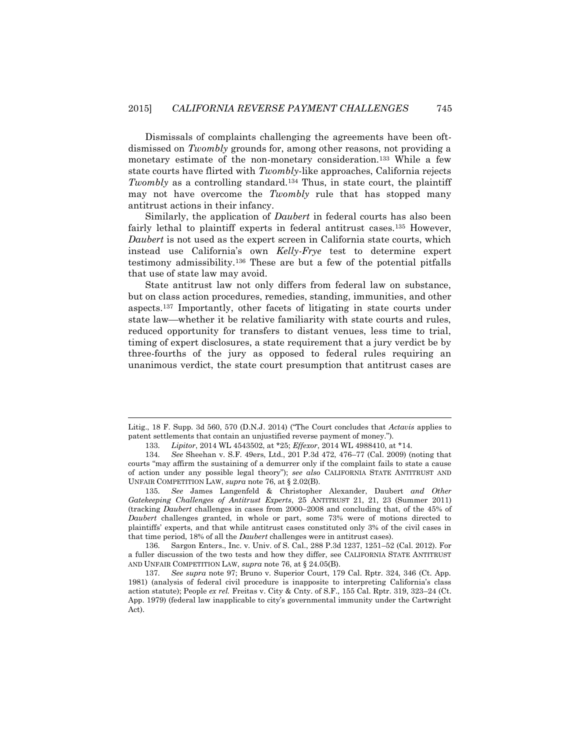Dismissals of complaints challenging the agreements have been oft-dismissed on *Twombly* grounds for, among other reasons, not providing a monetary estimate of the non-monetary consideration.[133] While a few state courts have flirted with *Twombly*-like approaches, California rejects *Twombly* as a controlling standard.[134] Thus, in state court, the plaintiff may not have overcome the *Twombly* rule that has stopped many antitrust actions in their infancy.

Similarly, the application of *Daubert* in federal courts has also been fairly lethal to plaintiff experts in federal antitrust cases.[135] However, *Daubert* is not used as the expert screen in California state courts, which instead use California's own *Kelly-Frye* test to determine expert testimony admissibility.[136] These are but a few of the potential pitfalls that use of state law may avoid.

State antitrust law not only differs from federal law on substance, but on class action procedures, remedies, standing, immunities, and other aspects.[137] Importantly, other facets of litigating in state courts under state law—whether it be relative familiarity with state courts and rules, reduced opportunity for transfers to distant venues, less time to trial, timing of expert disclosures, a state requirement that a jury verdict be by three-fourths of the jury as opposed to federal rules requiring an unanimous verdict, the state court presumption that antitrust cases are

---

Litig., 18 F. Supp. 3d 560, 570 (D.N.J. 2014) ("The Court concludes that *Actavis* applies to patent settlements that contain an unjustified reverse payment of money.").

133. *Lipitor*, 2014 WL 4543502, at *25; *Effexor*, 2014 WL 4988410, at *14.

134. *See* Sheehan v. S.F. 49ers, Ltd., 201 P.3d 472, 476–77 (Cal. 2009) (noting that courts "may affirm the sustaining of a demurrer only if the complaint fails to state a cause of action under any possible legal theory"); *see also* CALIFORNIA STATE ANTITRUST AND UNFAIR COMPETITION LAW, *supra* note 76, at § 2.02(B).

135. *See* James Langenfeld & Christopher Alexander, Daubert *and Other Gatekeeping Challenges of Antitrust Experts*, 25 ANTITRUST 21, 21, 23 (Summer 2011) (tracking *Daubert* challenges in cases from 2000–2008 and concluding that, of the 45% of *Daubert* challenges granted, in whole or part, some 73% were of motions directed to plaintiffs' experts, and that while antitrust cases constituted only 3% of the civil cases in that time period, 18% of all the *Daubert* challenges were in antitrust cases).

136. Sargon Enters., Inc. v. Univ. of S. Cal., 288 P.3d 1237, 1251–52 (Cal. 2012). For a fuller discussion of the two tests and how they differ, see CALIFORNIA STATE ANTITRUST AND UNFAIR COMPETITION LAW, *supra* note 76, at § 24.05(B).

137. *See supra* note 97; Bruno v. Superior Court, 179 Cal. Rptr. 324, 346 (Ct. App. 1981) (analysis of federal civil procedure is inapposite to interpreting California's class action statute); People *ex rel.* Freitas v. City & Cnty. of S.F., 155 Cal. Rptr. 319, 323–24 (Ct. App. 1979) (federal law inapplicable to city's governmental immunity under the Cartwright Act).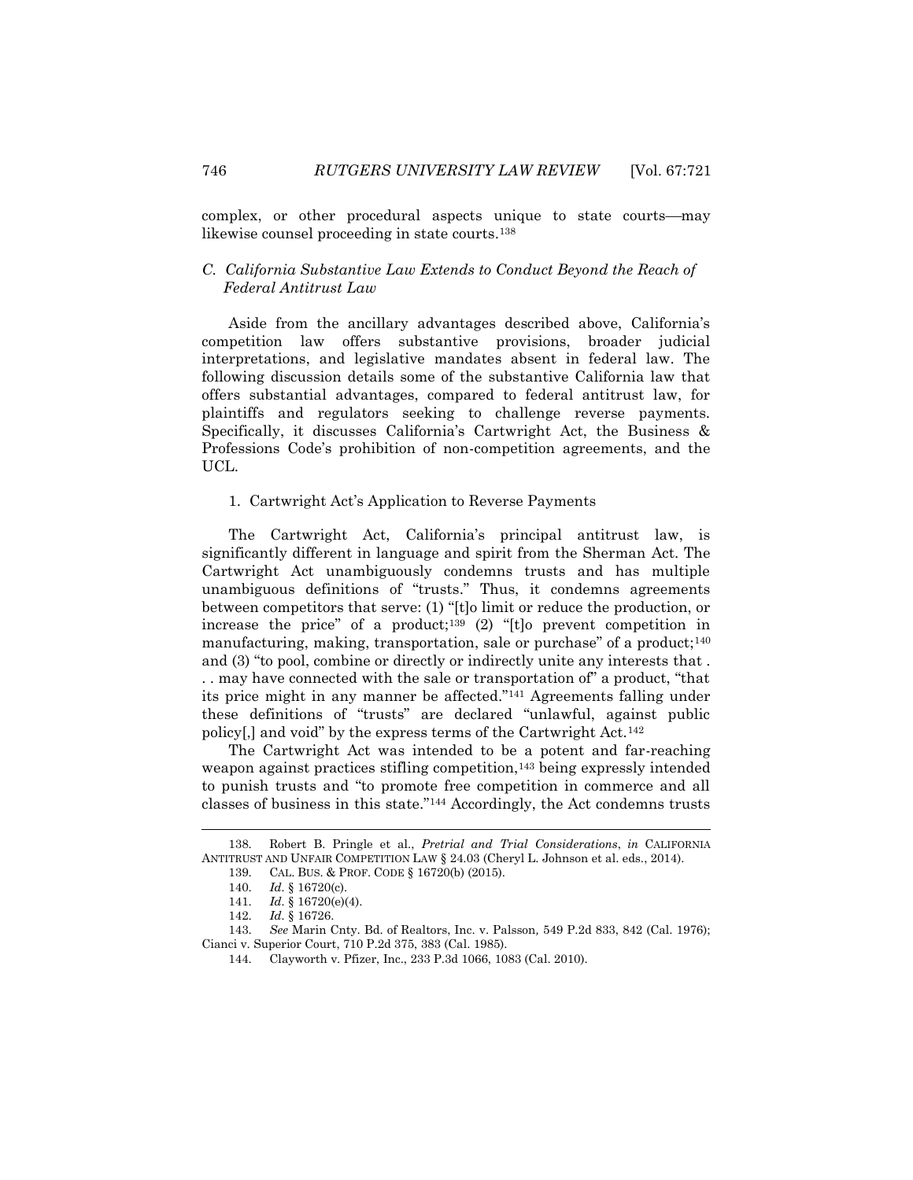complex, or other procedural aspects unique to state courts—may likewise counsel proceeding in state courts.[138]

### *C. California Substantive Law Extends to Conduct Beyond the Reach of Federal Antitrust Law*

Aside from the ancillary advantages described above, California's competition law offers substantive provisions, broader judicial interpretations, and legislative mandates absent in federal law. The following discussion details some of the substantive California law that offers substantial advantages, compared to federal antitrust law, for plaintiffs and regulators seeking to challenge reverse payments. Specifically, it discusses California's Cartwright Act, the Business & Professions Code's prohibition of non-competition agreements, and the UCL.

#### 1. Cartwright Act's Application to Reverse Payments

The Cartwright Act, California's principal antitrust law, is significantly different in language and spirit from the Sherman Act. The Cartwright Act unambiguously condemns trusts and has multiple unambiguous definitions of "trusts." Thus, it condemns agreements between competitors that serve: (1) "[t]o limit or reduce the production, or increase the price" of a product;[139] (2) "[t]o prevent competition in manufacturing, making, transportation, sale or purchase" of a product;[140] and (3) "to pool, combine or directly or indirectly unite any interests that . . . may have connected with the sale or transportation of" a product, "that its price might in any manner be affected."[141] Agreements falling under these definitions of "trusts" are declared "unlawful, against public policy[,] and void" by the express terms of the Cartwright Act.[142]

The Cartwright Act was intended to be a potent and far-reaching weapon against practices stifling competition,[143] being expressly intended to punish trusts and "to promote free competition in commerce and all classes of business in this state."[144] Accordingly, the Act condemns trusts

---

138. Robert B. Pringle et al., *Pretrial and Trial Considerations*, *in* CALIFORNIA ANTITRUST AND UNFAIR COMPETITION LAW § 24.03 (Cheryl L. Johnson et al. eds., 2014).

139. CAL. BUS. & PROF. CODE § 16720(b) (2015).

140. *Id.* § 16720(c).

141. *Id.* § 16720(e)(4).

142. *Id.* § 16726.

143. *See* Marin Cnty. Bd. of Realtors, Inc. v. Palsson*,* 549 P.2d 833, 842 (Cal. 1976); Cianci v. Superior Court, 710 P.2d 375, 383 (Cal. 1985).

144. Clayworth v. Pfizer, Inc., 233 P.3d 1066, 1083 (Cal. 2010).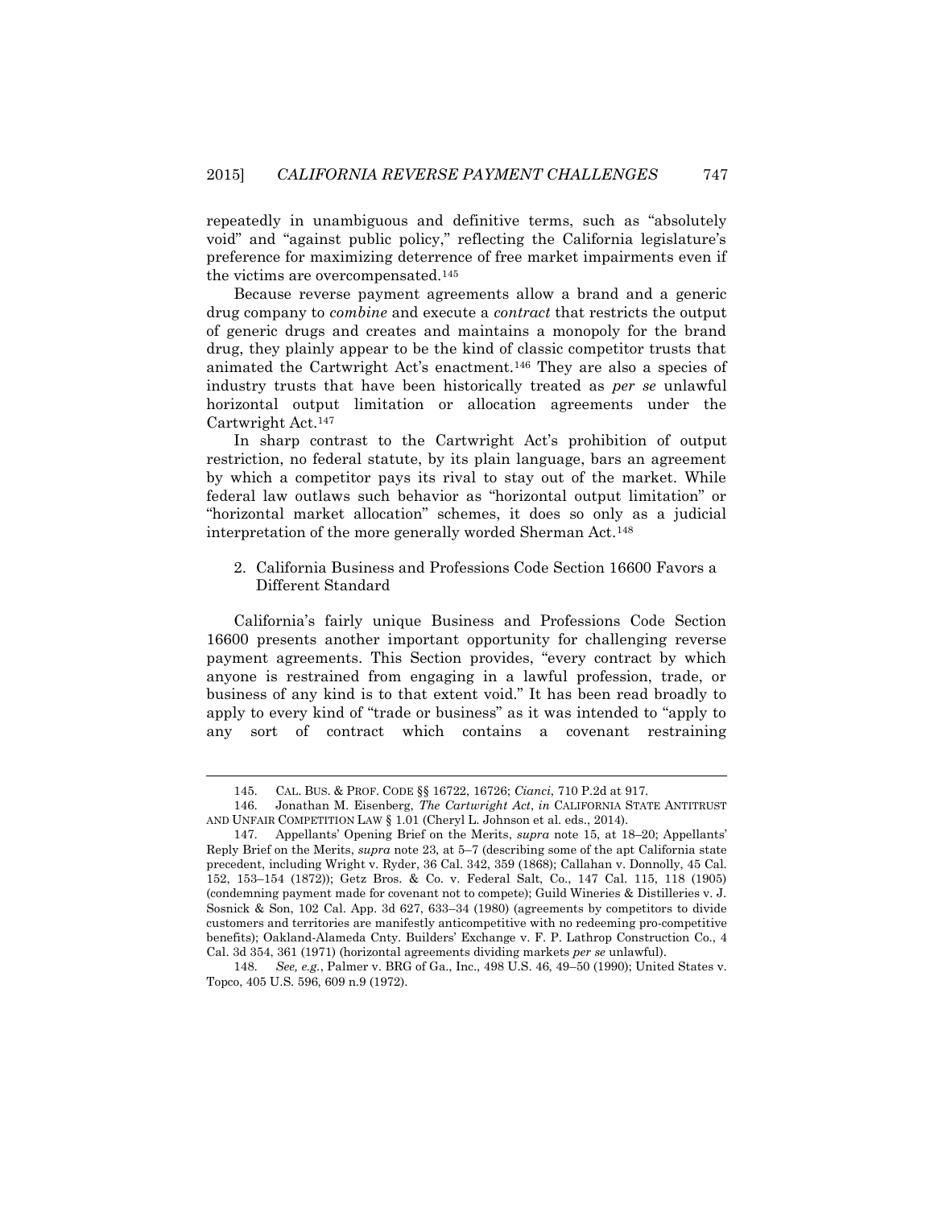repeatedly in unambiguous and definitive terms, such as "absolutely void" and "against public policy," reflecting the California legislature's preference for maximizing deterrence of free market impairments even if the victims are overcompensated.[145]

Because reverse payment agreements allow a brand and a generic drug company to *combine* and execute a *contract* that restricts the output of generic drugs and creates and maintains a monopoly for the brand drug, they plainly appear to be the kind of classic competitor trusts that animated the Cartwright Act's enactment.[146] They are also a species of industry trusts that have been historically treated as *per se* unlawful horizontal output limitation or allocation agreements under the Cartwright Act.[147]

In sharp contrast to the Cartwright Act's prohibition of output restriction, no federal statute, by its plain language, bars an agreement by which a competitor pays its rival to stay out of the market. While federal law outlaws such behavior as "horizontal output limitation" or "horizontal market allocation" schemes, it does so only as a judicial interpretation of the more generally worded Sherman Act.[148]

### 2. California Business and Professions Code Section 16600 Favors a Different Standard

California's fairly unique Business and Professions Code Section 16600 presents another important opportunity for challenging reverse payment agreements. This Section provides, "every contract by which anyone is restrained from engaging in a lawful profession, trade, or business of any kind is to that extent void." It has been read broadly to apply to every kind of "trade or business" as it was intended to "apply to any sort of contract which contains a covenant restraining

---

145. CAL. BUS. & PROF. CODE §§ 16722, 16726; *Cianci*, 710 P.2d at 917.

146. Jonathan M. Eisenberg, *The Cartwright Act*, *in* CALIFORNIA STATE ANTITRUST AND UNFAIR COMPETITION LAW § 1.01 (Cheryl L. Johnson et al. eds., 2014).

147. Appellants' Opening Brief on the Merits, *supra* note 15, at 18–20; Appellants' Reply Brief on the Merits, *supra* note 23, at 5–7 (describing some of the apt California state precedent, including Wright v. Ryder, 36 Cal. 342, 359 (1868); Callahan v. Donnolly, 45 Cal. 152, 153–154 (1872)); Getz Bros. & Co. v. Federal Salt, Co., 147 Cal. 115, 118 (1905) (condemning payment made for covenant not to compete); Guild Wineries & Distilleries v. J. Sosnick & Son, 102 Cal. App. 3d 627, 633–34 (1980) (agreements by competitors to divide customers and territories are manifestly anticompetitive with no redeeming pro-competitive benefits); Oakland-Alameda Cnty. Builders' Exchange v. F. P. Lathrop Construction Co., 4 Cal. 3d 354, 361 (1971) (horizontal agreements dividing markets *per se* unlawful).

148. *See, e.g.*, Palmer v. BRG of Ga., Inc., 498 U.S. 46, 49–50 (1990); United States v. Topco, 405 U.S. 596, 609 n.9 (1972).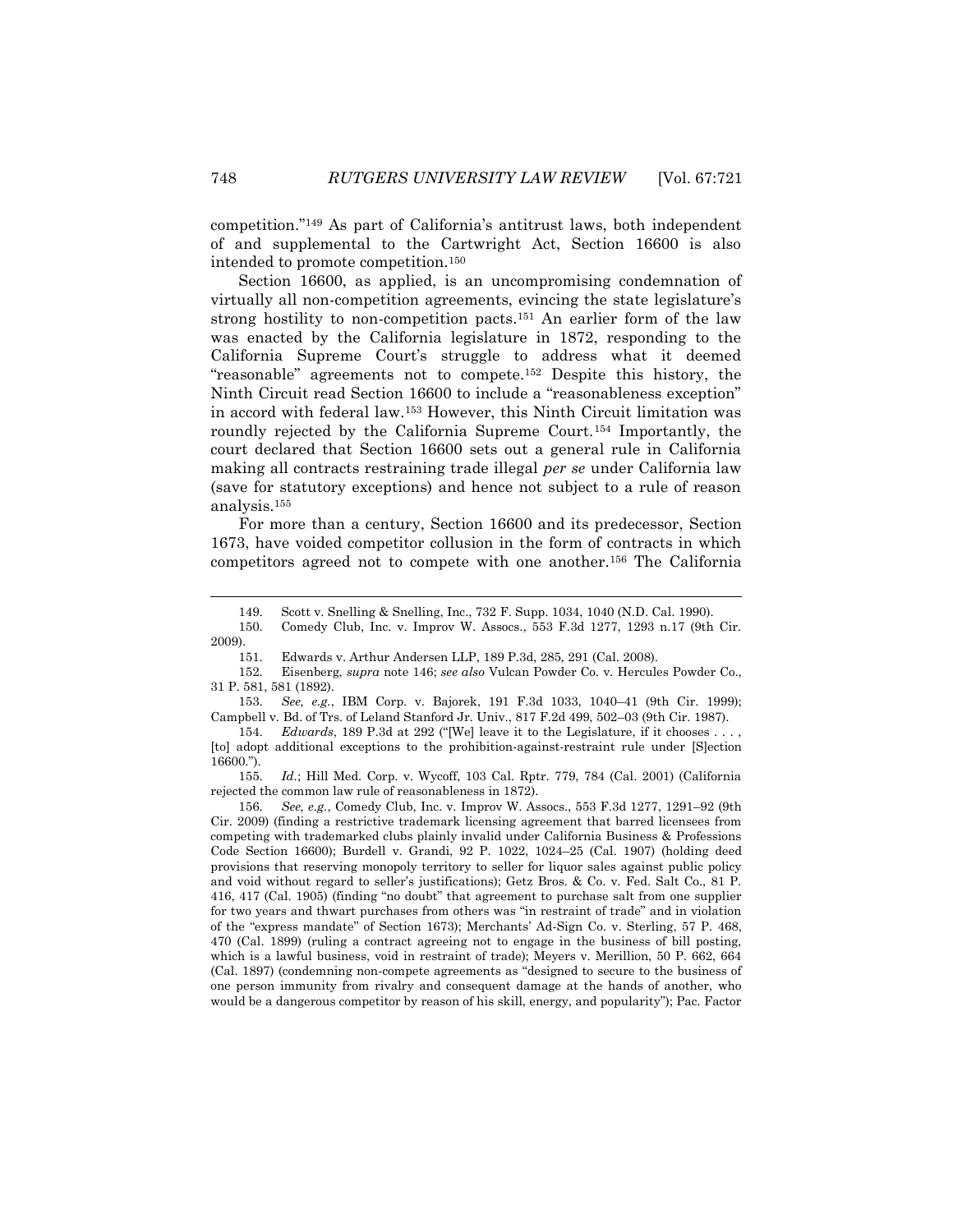competition."[149] As part of California's antitrust laws, both independent of and supplemental to the Cartwright Act, Section 16600 is also intended to promote competition.[150]

Section 16600, as applied, is an uncompromising condemnation of virtually all non-competition agreements, evincing the state legislature's strong hostility to non-competition pacts.[151] An earlier form of the law was enacted by the California legislature in 1872, responding to the California Supreme Court's struggle to address what it deemed "reasonable" agreements not to compete.[152] Despite this history, the Ninth Circuit read Section 16600 to include a "reasonableness exception" in accord with federal law.[153] However, this Ninth Circuit limitation was roundly rejected by the California Supreme Court.[154] Importantly, the court declared that Section 16600 sets out a general rule in California making all contracts restraining trade illegal *per se* under California law (save for statutory exceptions) and hence not subject to a rule of reason analysis.[155]

For more than a century, Section 16600 and its predecessor, Section 1673, have voided competitor collusion in the form of contracts in which competitors agreed not to compete with one another.[156] The California

---

149. Scott v. Snelling & Snelling, Inc., 732 F. Supp. 1034, 1040 (N.D. Cal. 1990).

150. Comedy Club, Inc. v. Improv W. Assocs., 553 F.3d 1277, 1293 n.17 (9th Cir. 2009).

151. Edwards v. Arthur Andersen LLP, 189 P.3d, 285, 291 (Cal. 2008).

152. Eisenberg, *supra* note 146; *see also* Vulcan Powder Co. v. Hercules Powder Co., 31 P. 581, 581 (1892).

153. *See, e.g.*, IBM Corp. v. Bajorek, 191 F.3d 1033, 1040–41 (9th Cir. 1999); Campbell v. Bd. of Trs. of Leland Stanford Jr. Univ., 817 F.2d 499, 502–03 (9th Cir. 1987).

154. *Edwards*, 189 P.3d at 292 ("[We] leave it to the Legislature, if it chooses . . . , [to] adopt additional exceptions to the prohibition-against-restraint rule under [S]ection 16600.").

155. *Id.*; Hill Med. Corp. v. Wycoff, 103 Cal. Rptr. 779, 784 (Cal. 2001) (California rejected the common law rule of reasonableness in 1872).

156. *See, e.g.*, Comedy Club, Inc. v. Improv W. Assocs., 553 F.3d 1277, 1291–92 (9th Cir. 2009) (finding a restrictive trademark licensing agreement that barred licensees from competing with trademarked clubs plainly invalid under California Business & Professions Code Section 16600); Burdell v. Grandi, 92 P. 1022, 1024–25 (Cal. 1907) (holding deed provisions that reserving monopoly territory to seller for liquor sales against public policy and void without regard to seller's justifications); Getz Bros. & Co. v. Fed. Salt Co., 81 P. 416, 417 (Cal. 1905) (finding "no doubt" that agreement to purchase salt from one supplier for two years and thwart purchases from others was "in restraint of trade" and in violation of the "express mandate" of Section 1673); Merchants' Ad-Sign Co. v. Sterling, 57 P. 468, 470 (Cal. 1899) (ruling a contract agreeing not to engage in the business of bill posting, which is a lawful business, void in restraint of trade); Meyers v. Merillion, 50 P. 662, 664 (Cal. 1897) (condemning non-compete agreements as "designed to secure to the business of one person immunity from rivalry and consequent damage at the hands of another, who would be a dangerous competitor by reason of his skill, energy, and popularity"); Pac. Factor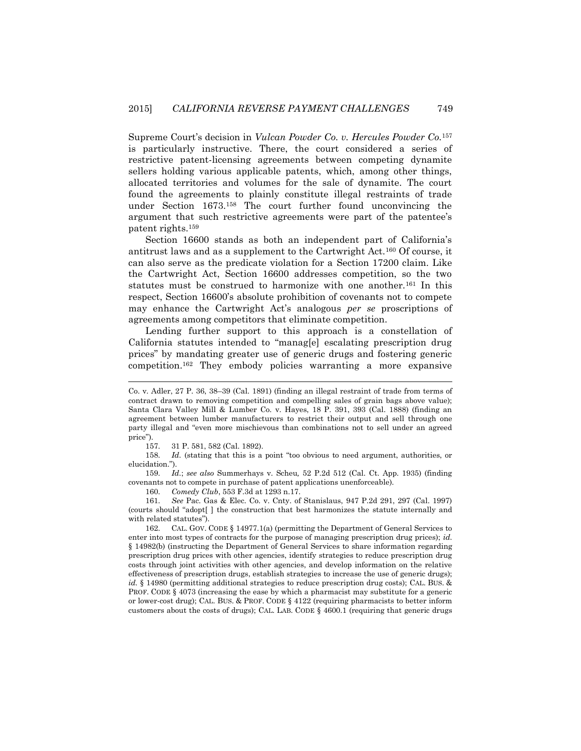Supreme Court's decision in *Vulcan Powder Co. v. Hercules Powder Co.*[157] is particularly instructive. There, the court considered a series of restrictive patent-licensing agreements between competing dynamite sellers holding various applicable patents, which, among other things, allocated territories and volumes for the sale of dynamite. The court found the agreements to plainly constitute illegal restraints of trade under Section 1673.[158] The court further found unconvincing the argument that such restrictive agreements were part of the patentee's patent rights.[159]

Section 16600 stands as both an independent part of California's antitrust laws and as a supplement to the Cartwright Act.[160] Of course, it can also serve as the predicate violation for a Section 17200 claim. Like the Cartwright Act, Section 16600 addresses competition, so the two statutes must be construed to harmonize with one another.[161] In this respect, Section 16600's absolute prohibition of covenants not to compete may enhance the Cartwright Act's analogous *per se* proscriptions of agreements among competitors that eliminate competition.

Lending further support to this approach is a constellation of California statutes intended to "manag[e] escalating prescription drug prices" by mandating greater use of generic drugs and fostering generic competition.[162] They embody policies warranting a more expansive

---

Co. v. Adler, 27 P. 36, 38–39 (Cal. 1891) (finding an illegal restraint of trade from terms of contract drawn to removing competition and compelling sales of grain bags above value); Santa Clara Valley Mill & Lumber Co. v. Hayes, 18 P. 391, 393 (Cal. 1888) (finding an agreement between lumber manufacturers to restrict their output and sell through one party illegal and "even more mischievous than combinations not to sell under an agreed price").

157. 31 P. 581, 582 (Cal. 1892).

158. *Id.* (stating that this is a point "too obvious to need argument, authorities, or elucidation.").

159. *Id.*; *see also* Summerhays v. Scheu, 52 P.2d 512 (Cal. Ct. App. 1935) (finding covenants not to compete in purchase of patent applications unenforceable).

160. *Comedy Club*, 553 F.3d at 1293 n.17.

161. *See* Pac. Gas & Elec. Co. v. Cnty. of Stanislaus, 947 P.2d 291, 297 (Cal. 1997) (courts should "adopt[ ] the construction that best harmonizes the statute internally and with related statutes").

162. CAL. GOV. CODE § 14977.1(a) (permitting the Department of General Services to enter into most types of contracts for the purpose of managing prescription drug prices); *id.* § 14982(b) (instructing the Department of General Services to share information regarding prescription drug prices with other agencies, identify strategies to reduce prescription drug costs through joint activities with other agencies, and develop information on the relative effectiveness of prescription drugs, establish strategies to increase the use of generic drugs); *id.* § 14980 (permitting additional strategies to reduce prescription drug costs); CAL. BUS. & PROF. CODE § 4073 (increasing the ease by which a pharmacist may substitute for a generic or lower-cost drug); CAL. BUS. & PROF. CODE § 4122 (requiring pharmacists to better inform customers about the costs of drugs); CAL. LAB. CODE § 4600.1 (requiring that generic drugs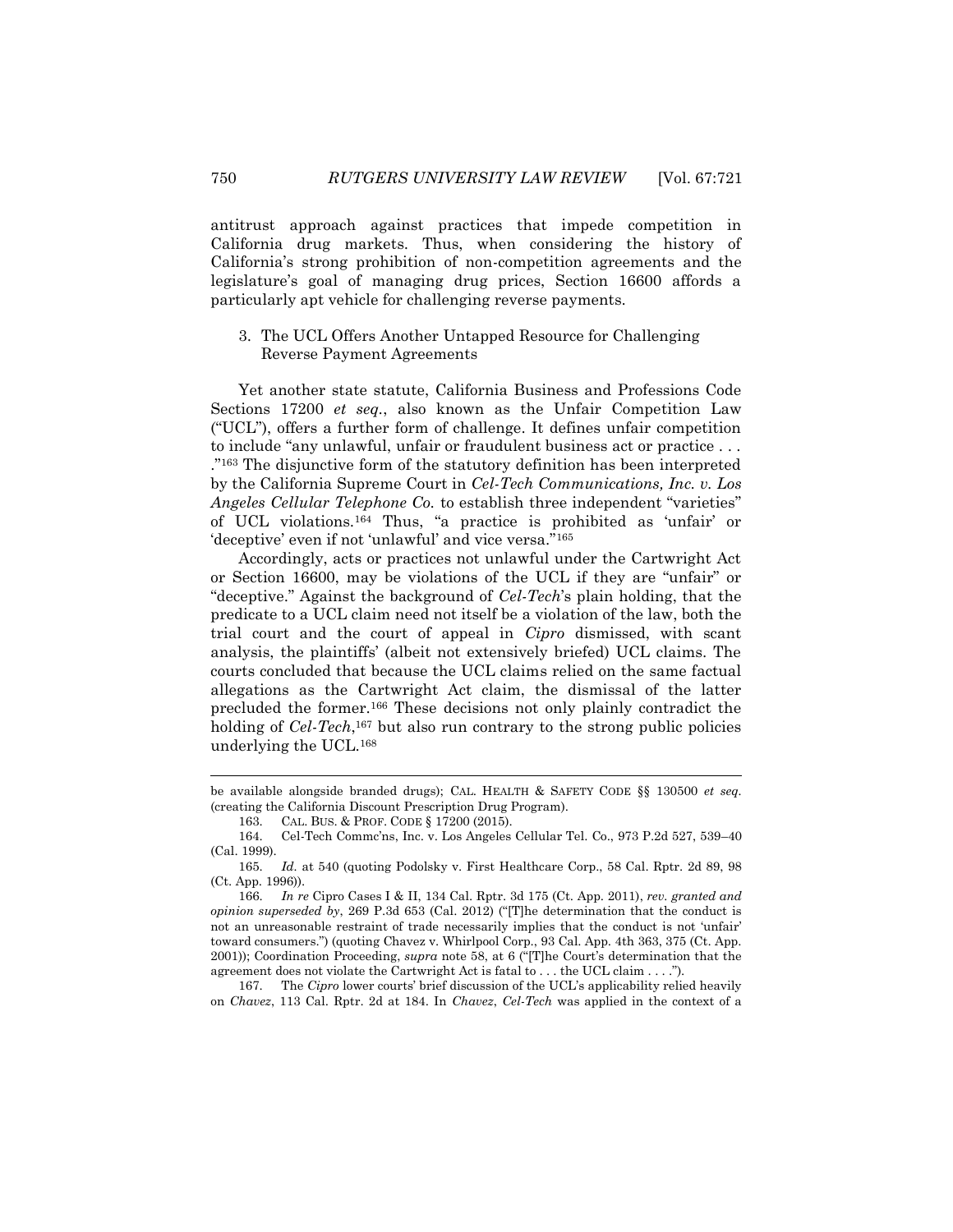antitrust approach against practices that impede competition in California drug markets. Thus, when considering the history of California's strong prohibition of non-competition agreements and the legislature's goal of managing drug prices, Section 16600 affords a particularly apt vehicle for challenging reverse payments.

### 3. The UCL Offers Another Untapped Resource for Challenging Reverse Payment Agreements

Yet another state statute, California Business and Professions Code Sections 17200 *et seq.*, also known as the Unfair Competition Law ("UCL"), offers a further form of challenge. It defines unfair competition to include "any unlawful, unfair or fraudulent business act or practice . . . ."[163] The disjunctive form of the statutory definition has been interpreted by the California Supreme Court in *Cel-Tech Communications, Inc. v. Los Angeles Cellular Telephone Co.* to establish three independent "varieties" of UCL violations.[164] Thus, "a practice is prohibited as 'unfair' or 'deceptive' even if not 'unlawful' and vice versa."[165]

Accordingly, acts or practices not unlawful under the Cartwright Act or Section 16600, may be violations of the UCL if they are "unfair" or "deceptive." Against the background of *Cel-Tech*'s plain holding, that the predicate to a UCL claim need not itself be a violation of the law, both the trial court and the court of appeal in *Cipro* dismissed, with scant analysis, the plaintiffs' (albeit not extensively briefed) UCL claims. The courts concluded that because the UCL claims relied on the same factual allegations as the Cartwright Act claim, the dismissal of the latter precluded the former.[166] These decisions not only plainly contradict the holding of *Cel-Tech*,[167] but also run contrary to the strong public policies underlying the UCL.[168]

---

be available alongside branded drugs); CAL. HEALTH & SAFETY CODE §§ 130500 *et seq.* (creating the California Discount Prescription Drug Program).

163. CAL. BUS. & PROF. CODE § 17200 (2015).

164. Cel-Tech Commc'ns, Inc. v. Los Angeles Cellular Tel. Co., 973 P.2d 527, 539–40 (Cal. 1999).

165. *Id.* at 540 (quoting Podolsky v. First Healthcare Corp., 58 Cal. Rptr. 2d 89, 98 (Ct. App. 1996)).

166. *In re* Cipro Cases I & II, 134 Cal. Rptr. 3d 175 (Ct. App. 2011), *rev. granted and opinion superseded by*, 269 P.3d 653 (Cal. 2012) ("[T]he determination that the conduct is not an unreasonable restraint of trade necessarily implies that the conduct is not 'unfair' toward consumers.") (quoting Chavez v. Whirlpool Corp., 93 Cal. App. 4th 363, 375 (Ct. App. 2001)); Coordination Proceeding, *supra* note 58, at 6 ("[T]he Court's determination that the agreement does not violate the Cartwright Act is fatal to . . . the UCL claim . . . .").

167. The *Cipro* lower courts' brief discussion of the UCL's applicability relied heavily on *Chavez*, 113 Cal. Rptr. 2d at 184. In *Chavez*, *Cel-Tech* was applied in the context of a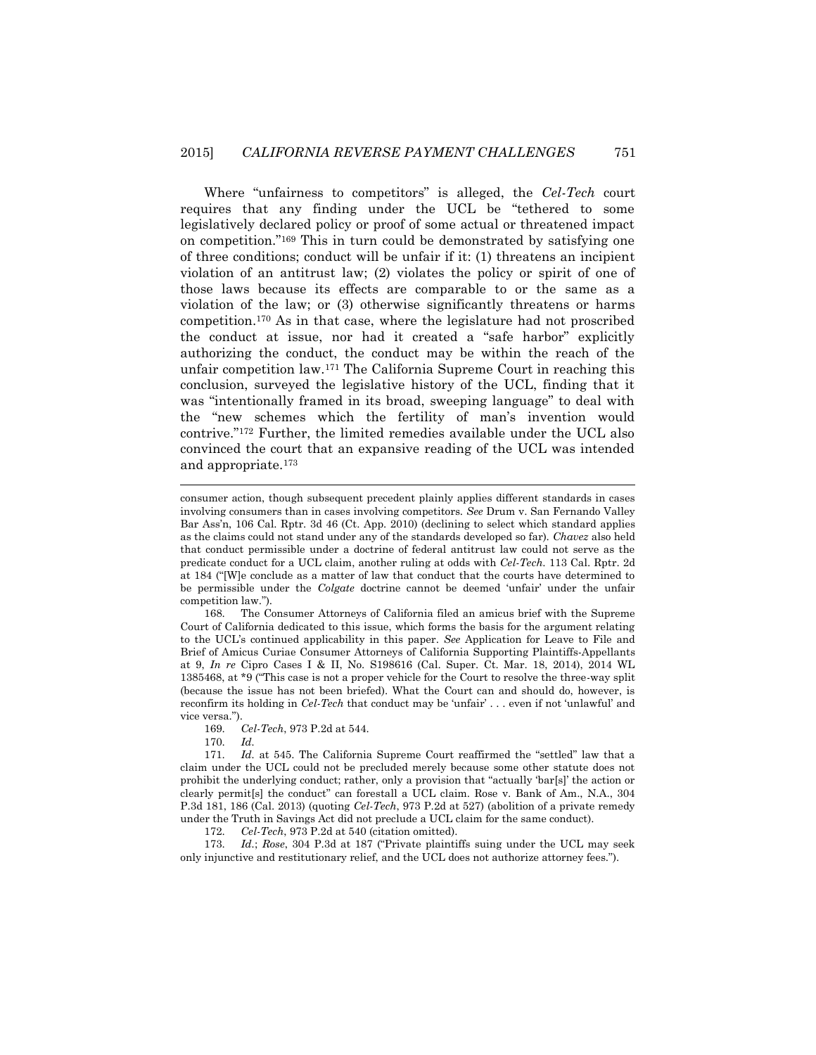Where "unfairness to competitors" is alleged, the *Cel-Tech* court requires that any finding under the UCL be "tethered to some legislatively declared policy or proof of some actual or threatened impact on competition."[169] This in turn could be demonstrated by satisfying one of three conditions; conduct will be unfair if it: (1) threatens an incipient violation of an antitrust law; (2) violates the policy or spirit of one of those laws because its effects are comparable to or the same as a violation of the law; or (3) otherwise significantly threatens or harms competition.[170] As in that case, where the legislature had not proscribed the conduct at issue, nor had it created a "safe harbor" explicitly authorizing the conduct, the conduct may be within the reach of the unfair competition law.[171] The California Supreme Court in reaching this conclusion, surveyed the legislative history of the UCL, finding that it was "intentionally framed in its broad, sweeping language" to deal with the "new schemes which the fertility of man's invention would contrive."[172] Further, the limited remedies available under the UCL also convinced the court that an expansive reading of the UCL was intended and appropriate.[173]

---

consumer action, though subsequent precedent plainly applies different standards in cases involving consumers than in cases involving competitors. *See* Drum v. San Fernando Valley Bar Ass'n, 106 Cal. Rptr. 3d 46 (Ct. App. 2010) (declining to select which standard applies as the claims could not stand under any of the standards developed so far). *Chavez* also held that conduct permissible under a doctrine of federal antitrust law could not serve as the predicate conduct for a UCL claim, another ruling at odds with *Cel-Tech*. 113 Cal. Rptr. 2d at 184 ("[W]e conclude as a matter of law that conduct that the courts have determined to be permissible under the *Colgate* doctrine cannot be deemed 'unfair' under the unfair competition law.").

168. The Consumer Attorneys of California filed an amicus brief with the Supreme Court of California dedicated to this issue, which forms the basis for the argument relating to the UCL's continued applicability in this paper. *See* Application for Leave to File and Brief of Amicus Curiae Consumer Attorneys of California Supporting Plaintiffs-Appellants at 9, *In re* Cipro Cases I & II, No. S198616 (Cal. Super. Ct. Mar. 18, 2014), 2014 WL 1385468, at *9 ("This case is not a proper vehicle for the Court to resolve the three-way split (because the issue has not been briefed). What the Court can and should do, however, is reconfirm its holding in *Cel-Tech* that conduct may be 'unfair' . . . even if not 'unlawful' and vice versa.").

169. *Cel-Tech*, 973 P.2d at 544.

170. *Id.*

171. *Id.* at 545. The California Supreme Court reaffirmed the "settled" law that a claim under the UCL could not be precluded merely because some other statute does not prohibit the underlying conduct; rather, only a provision that "actually 'bar[s]' the action or clearly permit[s] the conduct" can forestall a UCL claim. Rose v. Bank of Am., N.A., 304 P.3d 181, 186 (Cal. 2013) (quoting *Cel-Tech*, 973 P.2d at 527) (abolition of a private remedy under the Truth in Savings Act did not preclude a UCL claim for the same conduct).

172. *Cel-Tech*, 973 P.2d at 540 (citation omitted).

173. *Id.*; *Rose*, 304 P.3d at 187 ("Private plaintiffs suing under the UCL may seek only injunctive and restitutionary relief, and the UCL does not authorize attorney fees.").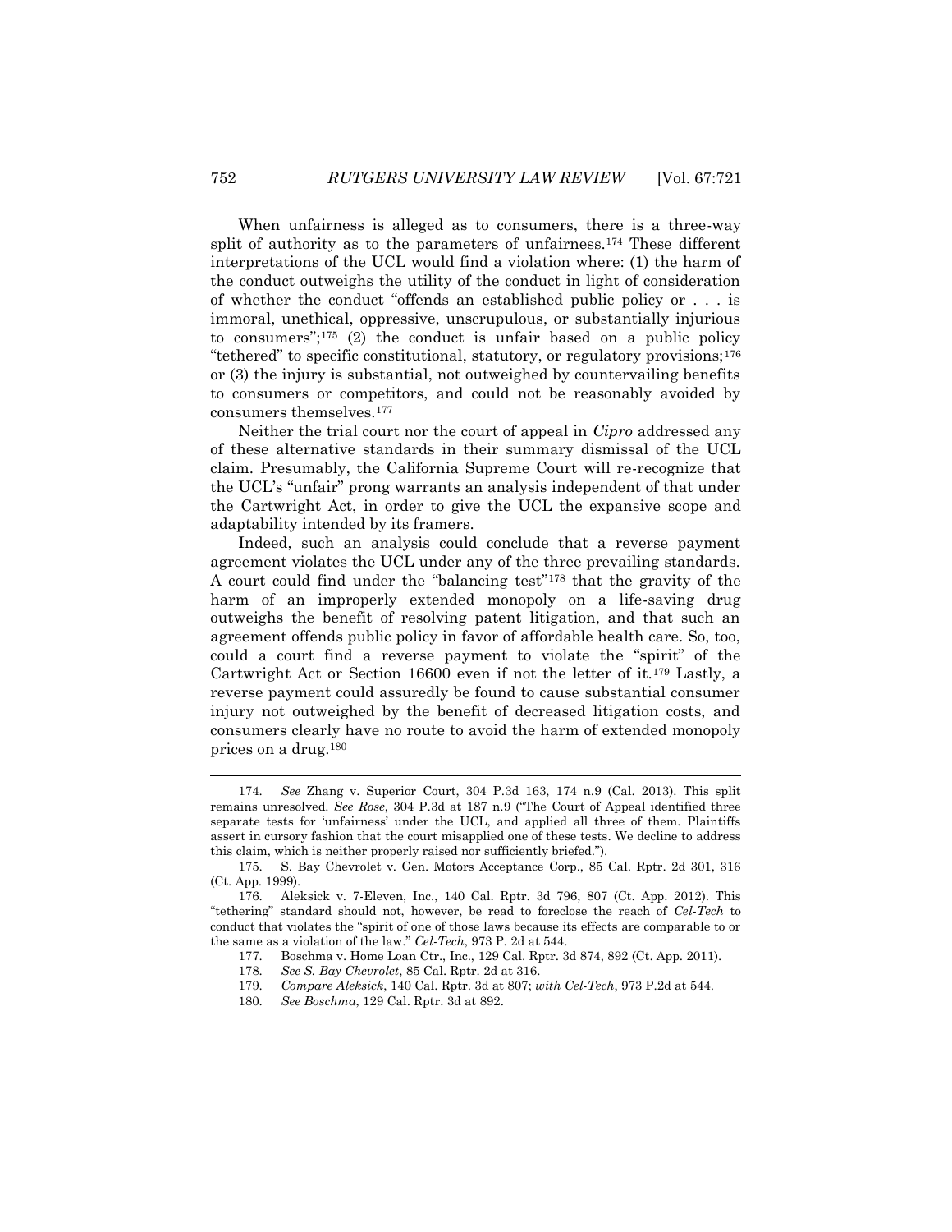When unfairness is alleged as to consumers, there is a three-way split of authority as to the parameters of unfairness.[174] These different interpretations of the UCL would find a violation where: (1) the harm of the conduct outweighs the utility of the conduct in light of consideration of whether the conduct "offends an established public policy or . . . is immoral, unethical, oppressive, unscrupulous, or substantially injurious to consumers";[175] (2) the conduct is unfair based on a public policy "tethered" to specific constitutional, statutory, or regulatory provisions;[176] or (3) the injury is substantial, not outweighed by countervailing benefits to consumers or competitors, and could not be reasonably avoided by consumers themselves.[177]

Neither the trial court nor the court of appeal in *Cipro* addressed any of these alternative standards in their summary dismissal of the UCL claim. Presumably, the California Supreme Court will re-recognize that the UCL's "unfair" prong warrants an analysis independent of that under the Cartwright Act, in order to give the UCL the expansive scope and adaptability intended by its framers.

Indeed, such an analysis could conclude that a reverse payment agreement violates the UCL under any of the three prevailing standards. A court could find under the "balancing test"[178] that the gravity of the harm of an improperly extended monopoly on a life-saving drug outweighs the benefit of resolving patent litigation, and that such an agreement offends public policy in favor of affordable health care. So, too, could a court find a reverse payment to violate the "spirit" of the Cartwright Act or Section 16600 even if not the letter of it.[179] Lastly, a reverse payment could assuredly be found to cause substantial consumer injury not outweighed by the benefit of decreased litigation costs, and consumers clearly have no route to avoid the harm of extended monopoly prices on a drug.[180]

---

174. *See* Zhang v. Superior Court, 304 P.3d 163, 174 n.9 (Cal. 2013). This split remains unresolved. *See Rose*, 304 P.3d at 187 n.9 ("The Court of Appeal identified three separate tests for 'unfairness' under the UCL, and applied all three of them. Plaintiffs assert in cursory fashion that the court misapplied one of these tests. We decline to address this claim, which is neither properly raised nor sufficiently briefed.").

175. S. Bay Chevrolet v. Gen. Motors Acceptance Corp., 85 Cal. Rptr. 2d 301, 316 (Ct. App. 1999).

176. Aleksick v. 7-Eleven, Inc., 140 Cal. Rptr. 3d 796, 807 (Ct. App. 2012). This "tethering" standard should not, however, be read to foreclose the reach of *Cel-Tech* to conduct that violates the "spirit of one of those laws because its effects are comparable to or the same as a violation of the law." *Cel-Tech*, 973 P. 2d at 544.

177. Boschma v. Home Loan Ctr., Inc., 129 Cal. Rptr. 3d 874, 892 (Ct. App. 2011).

178. *See S. Bay Chevrolet*, 85 Cal. Rptr. 2d at 316.

179. *Compare Aleksick*, 140 Cal. Rptr. 3d at 807; *with Cel-Tech*, 973 P.2d at 544.

180. *See Boschma*, 129 Cal. Rptr. 3d at 892.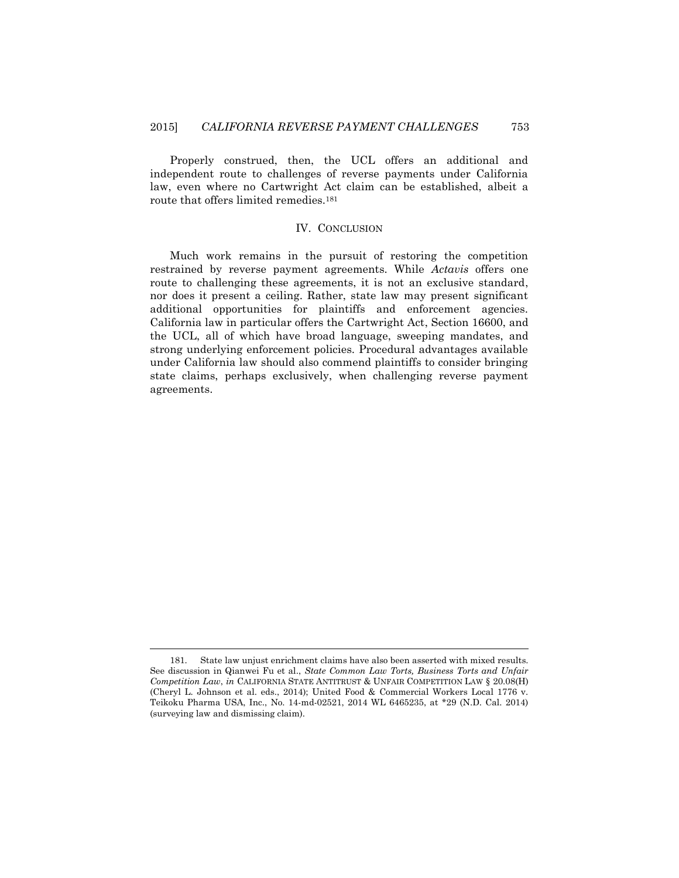Properly construed, then, the UCL offers an additional and independent route to challenges of reverse payments under California law, even where no Cartwright Act claim can be established, albeit a route that offers limited remedies.[181]

## IV. CONCLUSION

Much work remains in the pursuit of restoring the competition restrained by reverse payment agreements. While *Actavis* offers one route to challenging these agreements, it is not an exclusive standard, nor does it present a ceiling. Rather, state law may present significant additional opportunities for plaintiffs and enforcement agencies. California law in particular offers the Cartwright Act, Section 16600, and the UCL, all of which have broad language, sweeping mandates, and strong underlying enforcement policies. Procedural advantages available under California law should also commend plaintiffs to consider bringing state claims, perhaps exclusively, when challenging reverse payment agreements.

---

181. State law unjust enrichment claims have also been asserted with mixed results. See discussion in Qianwei Fu et al., *State Common Law Torts, Business Torts and Unfair Competition Law*, *in* CALIFORNIA STATE ANTITRUST & UNFAIR COMPETITION LAW § 20.08(H) (Cheryl L. Johnson et al. eds., 2014); United Food & Commercial Workers Local 1776 v. Teikoku Pharma USA, Inc., No. 14-md-02521, 2014 WL 6465235, at *29 (N.D. Cal. 2014) (surveying law and dismissing claim).